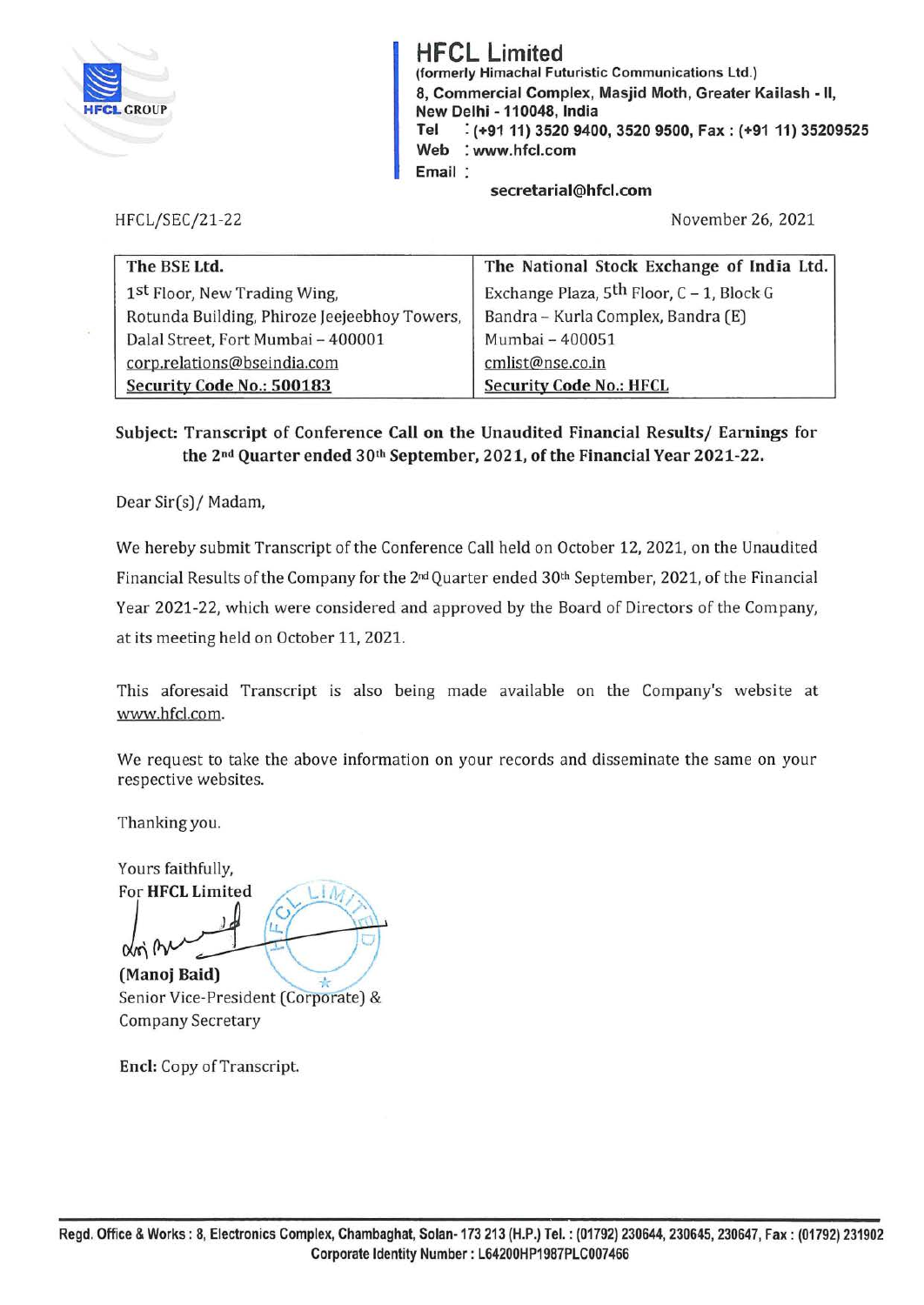# HFCL Limited

(formerly Himachal Futuristic Communications Ltd.)
8, Commercial Complex, Masjid Moth, Greater Kailash - II,
New Delhi - 110048, India
Tel : (+91 11) 3520 9400, 3520 9500, Fax : (+91 11) 35209525
Web : www.hfcl.com
Email : secretarial@hfcl.com

HFCL/SEC/21-22

November 26, 2021

| The BSE Ltd. | The National Stock Exchange of India Ltd. |
|---|---|
| 1st Floor, New Trading Wing, | Exchange Plaza, 5th Floor, C – 1, Block G |
| Rotunda Building, Phiroze Jeejeebhoy Towers, | Bandra – Kurla Complex, Bandra (E) |
| Dalal Street, Fort Mumbai – 400001 | Mumbai – 400051 |
| corp.relations@bseindia.com | cmlist@nse.co.in |
| **Security Code No.: 500183** | **Security Code No.: HFCL** |

**Subject: Transcript of Conference Call on the Unaudited Financial Results/ Earnings for the 2nd Quarter ended 30th September, 2021, of the Financial Year 2021-22.**

Dear Sir(s)/ Madam,

We hereby submit Transcript of the Conference Call held on October 12, 2021, on the Unaudited Financial Results of the Company for the 2nd Quarter ended 30th September, 2021, of the Financial Year 2021-22, which were considered and approved by the Board of Directors of the Company, at its meeting held on October 11, 2021.

This aforesaid Transcript is also being made available on the Company's website at www.hfcl.com.

We request to take the above information on your records and disseminate the same on your respective websites.

Thanking you.

Yours faithfully,
For **HFCL Limited**

**(Manoj Baid)**
Senior Vice-President (Corporate) &
Company Secretary

**Encl:** Copy of Transcript.

Regd. Office & Works : 8, Electronics Complex, Chambaghat, Solan- 173 213 (H.P.) Tel. : (01792) 230644, 230645, 230647, Fax : (01792) 231902
Corporate Identity Number : L64200HP1987PLC007466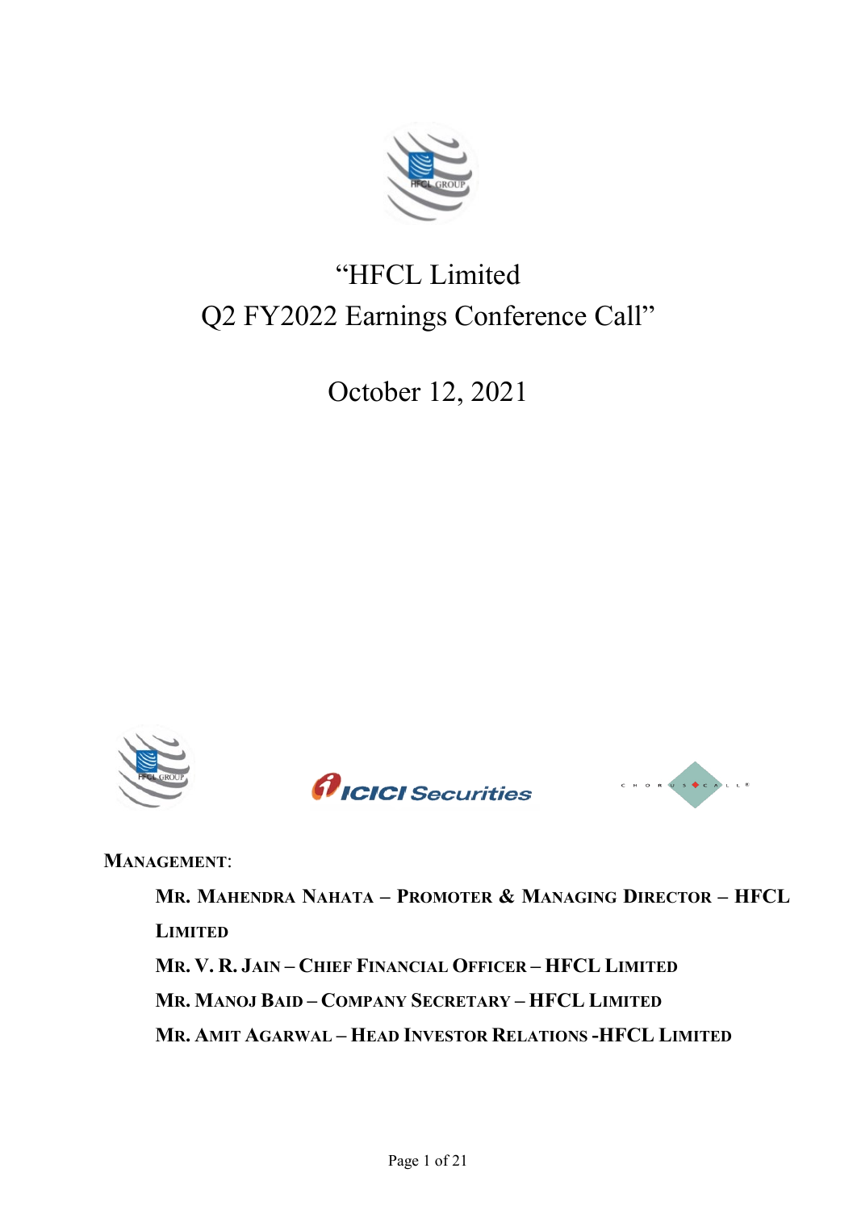# "HFCL Limited Q2 FY2022 Earnings Conference Call"

October 12, 2021

**MANAGEMENT**:

**MR. MAHENDRA NAHATA – PROMOTER & MANAGING DIRECTOR – HFCL LIMITED**

**MR. V. R. JAIN – CHIEF FINANCIAL OFFICER – HFCL LIMITED**

**MR. MANOJ BAID – COMPANY SECRETARY – HFCL LIMITED**

**MR. AMIT AGARWAL – HEAD INVESTOR RELATIONS -HFCL LIMITED**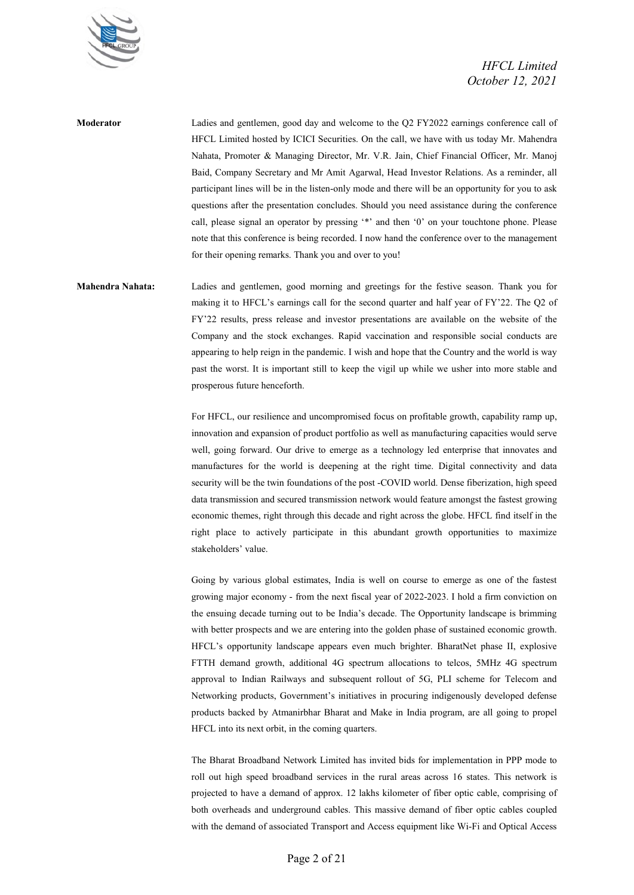**Moderator** Ladies and gentlemen, good day and welcome to the Q2 FY2022 earnings conference call of HFCL Limited hosted by ICICI Securities. On the call, we have with us today Mr. Mahendra Nahata, Promoter & Managing Director, Mr. V.R. Jain, Chief Financial Officer, Mr. Manoj Baid, Company Secretary and Mr Amit Agarwal, Head Investor Relations. As a reminder, all participant lines will be in the listen-only mode and there will be an opportunity for you to ask questions after the presentation concludes. Should you need assistance during the conference call, please signal an operator by pressing '*' and then '0' on your touchtone phone. Please note that this conference is being recorded. I now hand the conference over to the management for their opening remarks. Thank you and over to you!

**Mahendra Nahata:** Ladies and gentlemen, good morning and greetings for the festive season. Thank you for making it to HFCL's earnings call for the second quarter and half year of FY'22. The Q2 of FY'22 results, press release and investor presentations are available on the website of the Company and the stock exchanges. Rapid vaccination and responsible social conducts are appearing to help reign in the pandemic. I wish and hope that the Country and the world is way past the worst. It is important still to keep the vigil up while we usher into more stable and prosperous future henceforth.

For HFCL, our resilience and uncompromised focus on profitable growth, capability ramp up, innovation and expansion of product portfolio as well as manufacturing capacities would serve well, going forward. Our drive to emerge as a technology led enterprise that innovates and manufactures for the world is deepening at the right time. Digital connectivity and data security will be the twin foundations of the post -COVID world. Dense fiberization, high speed data transmission and secured transmission network would feature amongst the fastest growing economic themes, right through this decade and right across the globe. HFCL find itself in the right place to actively participate in this abundant growth opportunities to maximize stakeholders' value.

Going by various global estimates, India is well on course to emerge as one of the fastest growing major economy - from the next fiscal year of 2022-2023. I hold a firm conviction on the ensuing decade turning out to be India's decade. The Opportunity landscape is brimming with better prospects and we are entering into the golden phase of sustained economic growth. HFCL's opportunity landscape appears even much brighter. BharatNet phase II, explosive FTTH demand growth, additional 4G spectrum allocations to telcos, 5MHz 4G spectrum approval to Indian Railways and subsequent rollout of 5G, PLI scheme for Telecom and Networking products, Government's initiatives in procuring indigenously developed defense products backed by Atmanirbhar Bharat and Make in India program, are all going to propel HFCL into its next orbit, in the coming quarters.

The Bharat Broadband Network Limited has invited bids for implementation in PPP mode to roll out high speed broadband services in the rural areas across 16 states. This network is projected to have a demand of approx. 12 lakhs kilometer of fiber optic cable, comprising of both overheads and underground cables. This massive demand of fiber optic cables coupled with the demand of associated Transport and Access equipment like Wi-Fi and Optical Access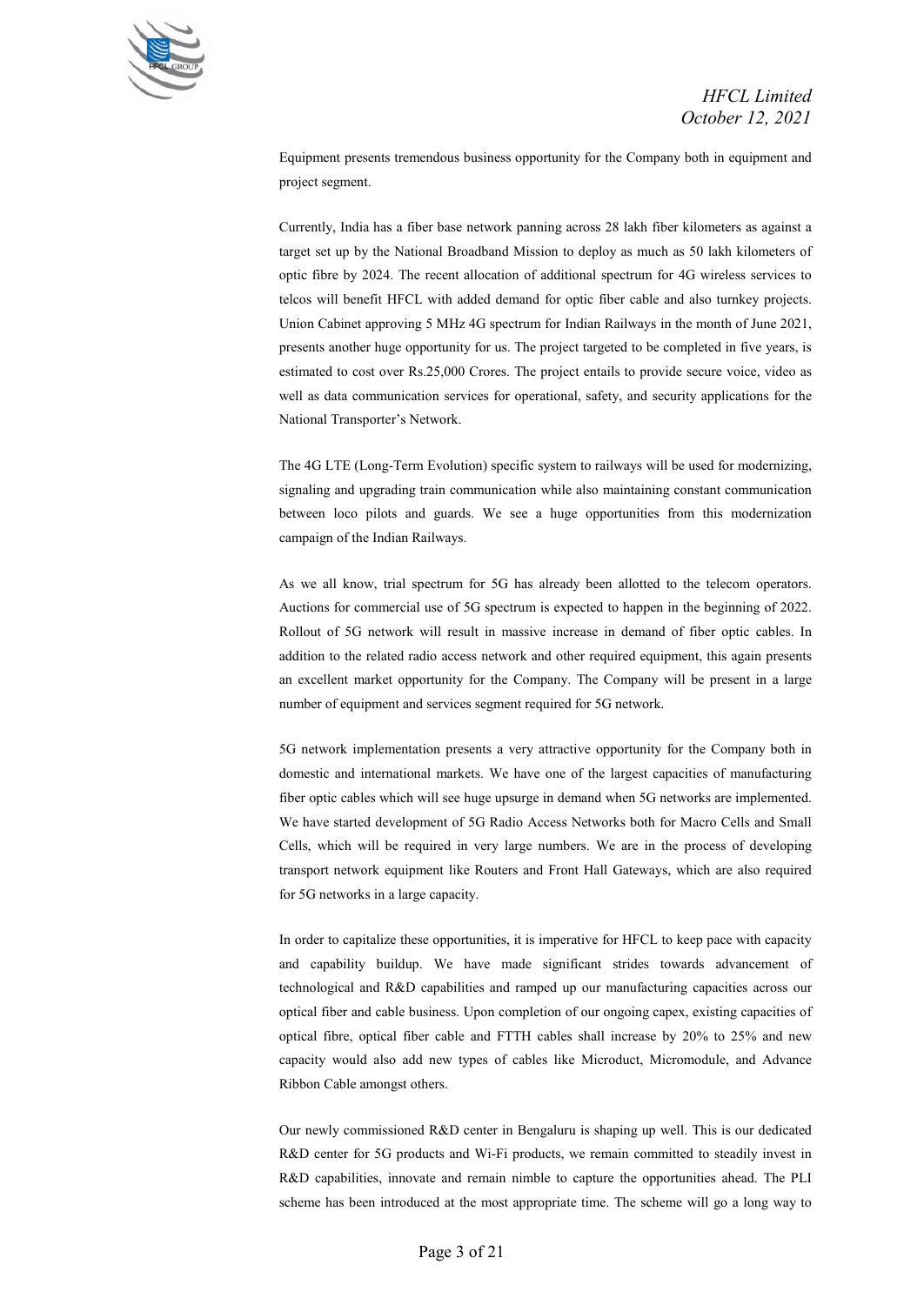Equipment presents tremendous business opportunity for the Company both in equipment and project segment.

Currently, India has a fiber base network panning across 28 lakh fiber kilometers as against a target set up by the National Broadband Mission to deploy as much as 50 lakh kilometers of optic fibre by 2024. The recent allocation of additional spectrum for 4G wireless services to telcos will benefit HFCL with added demand for optic fiber cable and also turnkey projects. Union Cabinet approving 5 MHz 4G spectrum for Indian Railways in the month of June 2021, presents another huge opportunity for us. The project targeted to be completed in five years, is estimated to cost over Rs.25,000 Crores. The project entails to provide secure voice, video as well as data communication services for operational, safety, and security applications for the National Transporter's Network.

The 4G LTE (Long-Term Evolution) specific system to railways will be used for modernizing, signaling and upgrading train communication while also maintaining constant communication between loco pilots and guards. We see a huge opportunities from this modernization campaign of the Indian Railways.

As we all know, trial spectrum for 5G has already been allotted to the telecom operators. Auctions for commercial use of 5G spectrum is expected to happen in the beginning of 2022. Rollout of 5G network will result in massive increase in demand of fiber optic cables. In addition to the related radio access network and other required equipment, this again presents an excellent market opportunity for the Company. The Company will be present in a large number of equipment and services segment required for 5G network.

5G network implementation presents a very attractive opportunity for the Company both in domestic and international markets. We have one of the largest capacities of manufacturing fiber optic cables which will see huge upsurge in demand when 5G networks are implemented. We have started development of 5G Radio Access Networks both for Macro Cells and Small Cells, which will be required in very large numbers. We are in the process of developing transport network equipment like Routers and Front Hall Gateways, which are also required for 5G networks in a large capacity.

In order to capitalize these opportunities, it is imperative for HFCL to keep pace with capacity and capability buildup. We have made significant strides towards advancement of technological and R&D capabilities and ramped up our manufacturing capacities across our optical fiber and cable business. Upon completion of our ongoing capex, existing capacities of optical fibre, optical fiber cable and FTTH cables shall increase by 20% to 25% and new capacity would also add new types of cables like Microduct, Micromodule, and Advance Ribbon Cable amongst others.

Our newly commissioned R&D center in Bengaluru is shaping up well. This is our dedicated R&D center for 5G products and Wi-Fi products, we remain committed to steadily invest in R&D capabilities, innovate and remain nimble to capture the opportunities ahead. The PLI scheme has been introduced at the most appropriate time. The scheme will go a long way to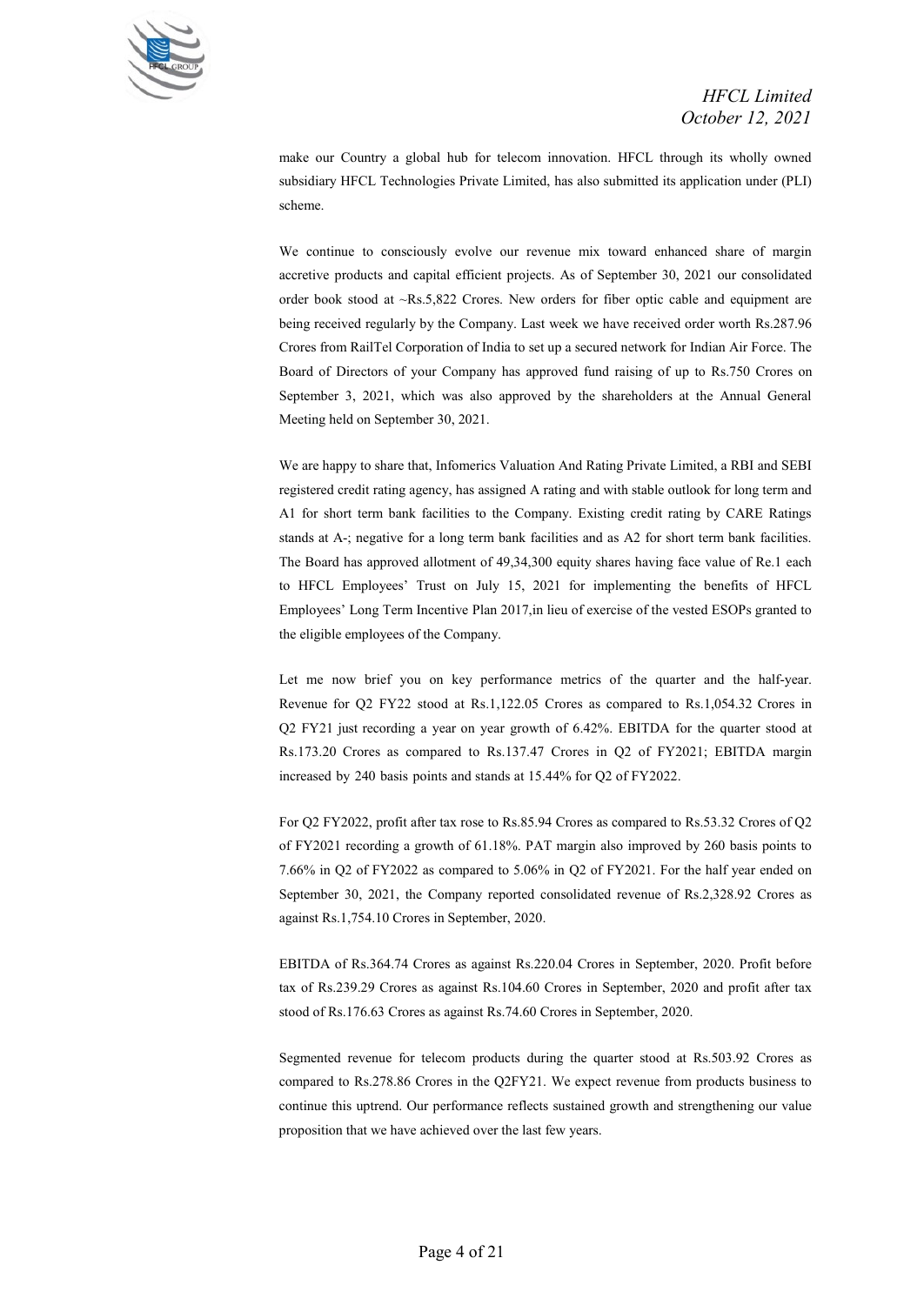make our Country a global hub for telecom innovation. HFCL through its wholly owned subsidiary HFCL Technologies Private Limited, has also submitted its application under (PLI) scheme.

We continue to consciously evolve our revenue mix toward enhanced share of margin accretive products and capital efficient projects. As of September 30, 2021 our consolidated order book stood at ~Rs.5,822 Crores. New orders for fiber optic cable and equipment are being received regularly by the Company. Last week we have received order worth Rs.287.96 Crores from RailTel Corporation of India to set up a secured network for Indian Air Force. The Board of Directors of your Company has approved fund raising of up to Rs.750 Crores on September 3, 2021, which was also approved by the shareholders at the Annual General Meeting held on September 30, 2021.

We are happy to share that, Infomerics Valuation And Rating Private Limited, a RBI and SEBI registered credit rating agency, has assigned A rating and with stable outlook for long term and A1 for short term bank facilities to the Company. Existing credit rating by CARE Ratings stands at A-; negative for a long term bank facilities and as A2 for short term bank facilities. The Board has approved allotment of 49,34,300 equity shares having face value of Re.1 each to HFCL Employees' Trust on July 15, 2021 for implementing the benefits of HFCL Employees' Long Term Incentive Plan 2017,in lieu of exercise of the vested ESOPs granted to the eligible employees of the Company.

Let me now brief you on key performance metrics of the quarter and the half-year. Revenue for Q2 FY22 stood at Rs.1,122.05 Crores as compared to Rs.1,054.32 Crores in Q2 FY21 just recording a year on year growth of 6.42%. EBITDA for the quarter stood at Rs.173.20 Crores as compared to Rs.137.47 Crores in Q2 of FY2021; EBITDA margin increased by 240 basis points and stands at 15.44% for Q2 of FY2022.

For Q2 FY2022, profit after tax rose to Rs.85.94 Crores as compared to Rs.53.32 Crores of Q2 of FY2021 recording a growth of 61.18%. PAT margin also improved by 260 basis points to 7.66% in Q2 of FY2022 as compared to 5.06% in Q2 of FY2021. For the half year ended on September 30, 2021, the Company reported consolidated revenue of Rs.2,328.92 Crores as against Rs.1,754.10 Crores in September, 2020.

EBITDA of Rs.364.74 Crores as against Rs.220.04 Crores in September, 2020. Profit before tax of Rs.239.29 Crores as against Rs.104.60 Crores in September, 2020 and profit after tax stood of Rs.176.63 Crores as against Rs.74.60 Crores in September, 2020.

Segmented revenue for telecom products during the quarter stood at Rs.503.92 Crores as compared to Rs.278.86 Crores in the Q2FY21. We expect revenue from products business to continue this uptrend. Our performance reflects sustained growth and strengthening our value proposition that we have achieved over the last few years.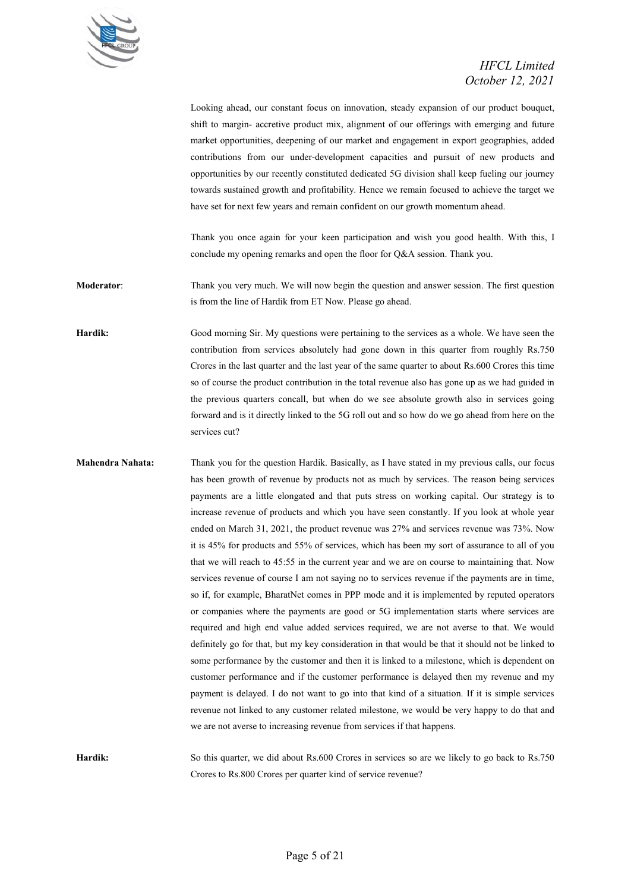Looking ahead, our constant focus on innovation, steady expansion of our product bouquet, shift to margin- accretive product mix, alignment of our offerings with emerging and future market opportunities, deepening of our market and engagement in export geographies, added contributions from our under-development capacities and pursuit of new products and opportunities by our recently constituted dedicated 5G division shall keep fueling our journey towards sustained growth and profitability. Hence we remain focused to achieve the target we have set for next few years and remain confident on our growth momentum ahead.

Thank you once again for your keen participation and wish you good health. With this, I conclude my opening remarks and open the floor for Q&A session. Thank you.

**Moderator**: Thank you very much. We will now begin the question and answer session. The first question is from the line of Hardik from ET Now. Please go ahead.

**Hardik:** Good morning Sir. My questions were pertaining to the services as a whole. We have seen the contribution from services absolutely had gone down in this quarter from roughly Rs.750 Crores in the last quarter and the last year of the same quarter to about Rs.600 Crores this time so of course the product contribution in the total revenue also has gone up as we had guided in the previous quarters concall, but when do we see absolute growth also in services going forward and is it directly linked to the 5G roll out and so how do we go ahead from here on the services cut?

**Mahendra Nahata:** Thank you for the question Hardik. Basically, as I have stated in my previous calls, our focus has been growth of revenue by products not as much by services. The reason being services payments are a little elongated and that puts stress on working capital. Our strategy is to increase revenue of products and which you have seen constantly. If you look at whole year ended on March 31, 2021, the product revenue was 27% and services revenue was 73%. Now it is 45% for products and 55% of services, which has been my sort of assurance to all of you that we will reach to 45:55 in the current year and we are on course to maintaining that. Now services revenue of course I am not saying no to services revenue if the payments are in time, so if, for example, BharatNet comes in PPP mode and it is implemented by reputed operators or companies where the payments are good or 5G implementation starts where services are required and high end value added services required, we are not averse to that. We would definitely go for that, but my key consideration in that would be that it should not be linked to some performance by the customer and then it is linked to a milestone, which is dependent on customer performance and if the customer performance is delayed then my revenue and my payment is delayed. I do not want to go into that kind of a situation. If it is simple services revenue not linked to any customer related milestone, we would be very happy to do that and we are not averse to increasing revenue from services if that happens.

**Hardik:** So this quarter, we did about Rs.600 Crores in services so are we likely to go back to Rs.750 Crores to Rs.800 Crores per quarter kind of service revenue?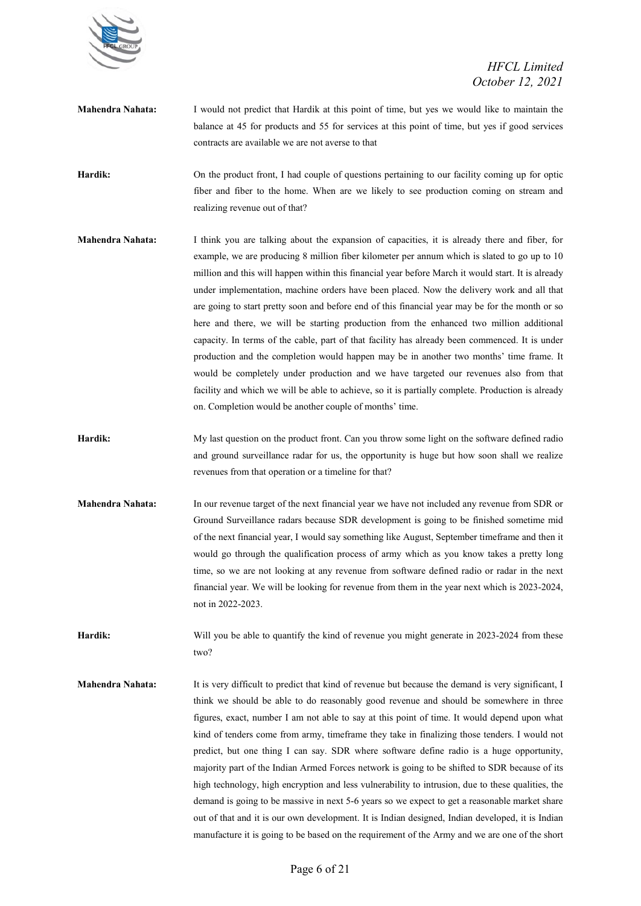**Mahendra Nahata:** I would not predict that Hardik at this point of time, but yes we would like to maintain the balance at 45 for products and 55 for services at this point of time, but yes if good services contracts are available we are not averse to that

**Hardik:** On the product front, I had couple of questions pertaining to our facility coming up for optic fiber and fiber to the home. When are we likely to see production coming on stream and realizing revenue out of that?

**Mahendra Nahata:** I think you are talking about the expansion of capacities, it is already there and fiber, for example, we are producing 8 million fiber kilometer per annum which is slated to go up to 10 million and this will happen within this financial year before March it would start. It is already under implementation, machine orders have been placed. Now the delivery work and all that are going to start pretty soon and before end of this financial year may be for the month or so here and there, we will be starting production from the enhanced two million additional capacity. In terms of the cable, part of that facility has already been commenced. It is under production and the completion would happen may be in another two months' time frame. It would be completely under production and we have targeted our revenues also from that facility and which we will be able to achieve, so it is partially complete. Production is already on. Completion would be another couple of months' time.

**Hardik:** My last question on the product front. Can you throw some light on the software defined radio and ground surveillance radar for us, the opportunity is huge but how soon shall we realize revenues from that operation or a timeline for that?

**Mahendra Nahata:** In our revenue target of the next financial year we have not included any revenue from SDR or Ground Surveillance radars because SDR development is going to be finished sometime mid of the next financial year, I would say something like August, September timeframe and then it would go through the qualification process of army which as you know takes a pretty long time, so we are not looking at any revenue from software defined radio or radar in the next financial year. We will be looking for revenue from them in the year next which is 2023-2024, not in 2022-2023.

**Hardik:** Will you be able to quantify the kind of revenue you might generate in 2023-2024 from these two?

**Mahendra Nahata:** It is very difficult to predict that kind of revenue but because the demand is very significant, I think we should be able to do reasonably good revenue and should be somewhere in three figures, exact, number I am not able to say at this point of time. It would depend upon what kind of tenders come from army, timeframe they take in finalizing those tenders. I would not predict, but one thing I can say. SDR where software define radio is a huge opportunity, majority part of the Indian Armed Forces network is going to be shifted to SDR because of its high technology, high encryption and less vulnerability to intrusion, due to these qualities, the demand is going to be massive in next 5-6 years so we expect to get a reasonable market share out of that and it is our own development. It is Indian designed, Indian developed, it is Indian manufacture it is going to be based on the requirement of the Army and we are one of the short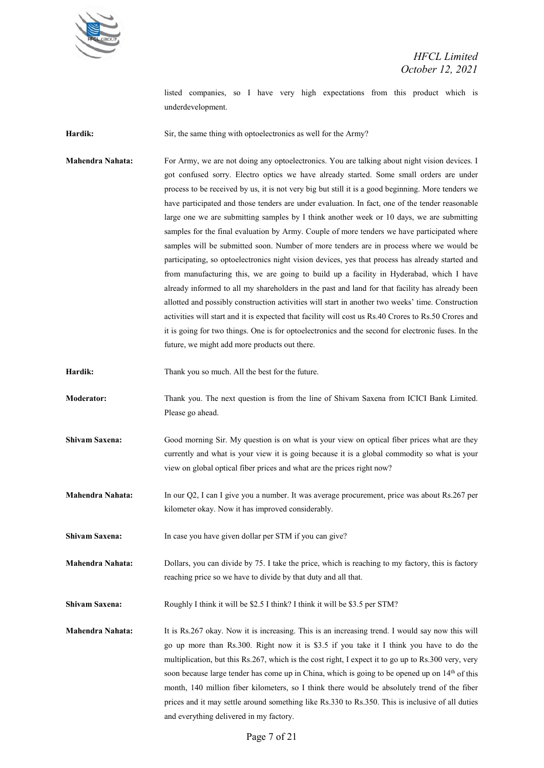listed companies, so I have very high expectations from this product which is underdevelopment.

**Hardik:** Sir, the same thing with optoelectronics as well for the Army?

**Mahendra Nahata:** For Army, we are not doing any optoelectronics. You are talking about night vision devices. I got confused sorry. Electro optics we have already started. Some small orders are under process to be received by us, it is not very big but still it is a good beginning. More tenders we have participated and those tenders are under evaluation. In fact, one of the tender reasonable large one we are submitting samples by I think another week or 10 days, we are submitting samples for the final evaluation by Army. Couple of more tenders we have participated where samples will be submitted soon. Number of more tenders are in process where we would be participating, so optoelectronics night vision devices, yes that process has already started and from manufacturing this, we are going to build up a facility in Hyderabad, which I have already informed to all my shareholders in the past and land for that facility has already been allotted and possibly construction activities will start in another two weeks' time. Construction activities will start and it is expected that facility will cost us Rs.40 Crores to Rs.50 Crores and it is going for two things. One is for optoelectronics and the second for electronic fuses. In the future, we might add more products out there.

**Hardik:** Thank you so much. All the best for the future.

**Moderator:** Thank you. The next question is from the line of Shivam Saxena from ICICI Bank Limited. Please go ahead.

**Shivam Saxena:** Good morning Sir. My question is on what is your view on optical fiber prices what are they currently and what is your view it is going because it is a global commodity so what is your view on global optical fiber prices and what are the prices right now?

**Mahendra Nahata:** In our Q2, I can I give you a number. It was average procurement, price was about Rs.267 per kilometer okay. Now it has improved considerably.

**Shivam Saxena:** In case you have given dollar per STM if you can give?

**Mahendra Nahata:** Dollars, you can divide by 75. I take the price, which is reaching to my factory, this is factory reaching price so we have to divide by that duty and all that.

**Shivam Saxena:** Roughly I think it will be $2.5 I think? I think it will be $3.5 per STM?

**Mahendra Nahata:** It is Rs.267 okay. Now it is increasing. This is an increasing trend. I would say now this will go up more than Rs.300. Right now it is $3.5 if you take it I think you have to do the multiplication, but this Rs.267, which is the cost right, I expect it to go up to Rs.300 very, very soon because large tender has come up in China, which is going to be opened up on 14th of this month, 140 million fiber kilometers, so I think there would be absolutely trend of the fiber prices and it may settle around something like Rs.330 to Rs.350. This is inclusive of all duties and everything delivered in my factory.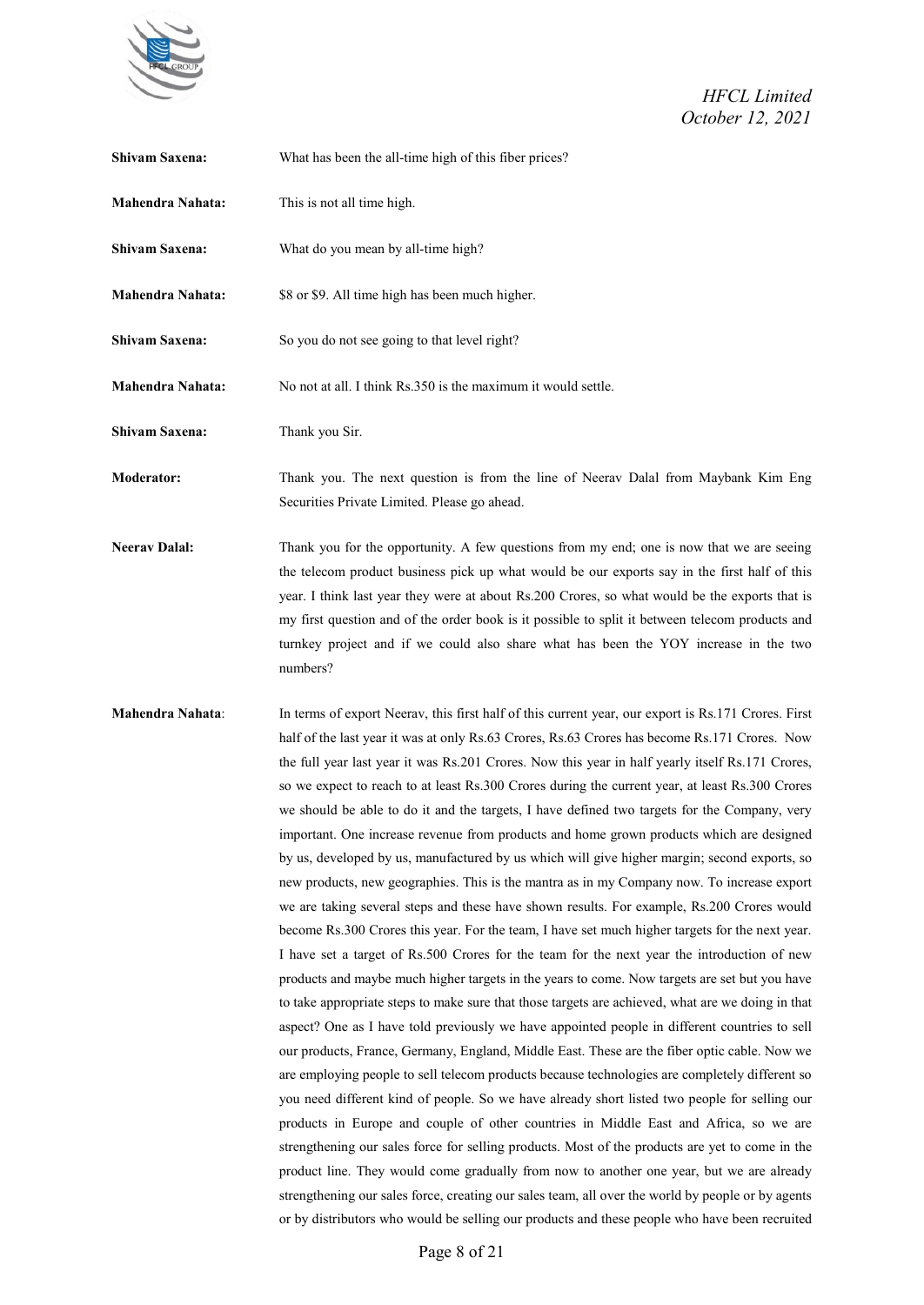**Shivam Saxena:** What has been the all-time high of this fiber prices?

**Mahendra Nahata:** This is not all time high.

**Shivam Saxena:** What do you mean by all-time high?

**Mahendra Nahata:** $8 or $9. All time high has been much higher.

**Shivam Saxena:** So you do not see going to that level right?

**Mahendra Nahata:** No not at all. I think Rs.350 is the maximum it would settle.

**Shivam Saxena:** Thank you Sir.

**Moderator:** Thank you. The next question is from the line of Neerav Dalal from Maybank Kim Eng Securities Private Limited. Please go ahead.

**Neerav Dalal:** Thank you for the opportunity. A few questions from my end; one is now that we are seeing the telecom product business pick up what would be our exports say in the first half of this year. I think last year they were at about Rs.200 Crores, so what would be the exports that is my first question and of the order book is it possible to split it between telecom products and turnkey project and if we could also share what has been the YOY increase in the two numbers?

**Mahendra Nahata**: In terms of export Neerav, this first half of this current year, our export is Rs.171 Crores. First half of the last year it was at only Rs.63 Crores, Rs.63 Crores has become Rs.171 Crores. Now the full year last year it was Rs.201 Crores. Now this year in half yearly itself Rs.171 Crores, so we expect to reach to at least Rs.300 Crores during the current year, at least Rs.300 Crores we should be able to do it and the targets, I have defined two targets for the Company, very important. One increase revenue from products and home grown products which are designed by us, developed by us, manufactured by us which will give higher margin; second exports, so new products, new geographies. This is the mantra as in my Company now. To increase export we are taking several steps and these have shown results. For example, Rs.200 Crores would become Rs.300 Crores this year. For the team, I have set much higher targets for the next year. I have set a target of Rs.500 Crores for the team for the next year the introduction of new products and maybe much higher targets in the years to come. Now targets are set but you have to take appropriate steps to make sure that those targets are achieved, what are we doing in that aspect? One as I have told previously we have appointed people in different countries to sell our products, France, Germany, England, Middle East. These are the fiber optic cable. Now we are employing people to sell telecom products because technologies are completely different so you need different kind of people. So we have already short listed two people for selling our products in Europe and couple of other countries in Middle East and Africa, so we are strengthening our sales force for selling products. Most of the products are yet to come in the product line. They would come gradually from now to another one year, but we are already strengthening our sales force, creating our sales team, all over the world by people or by agents or by distributors who would be selling our products and these people who have been recruited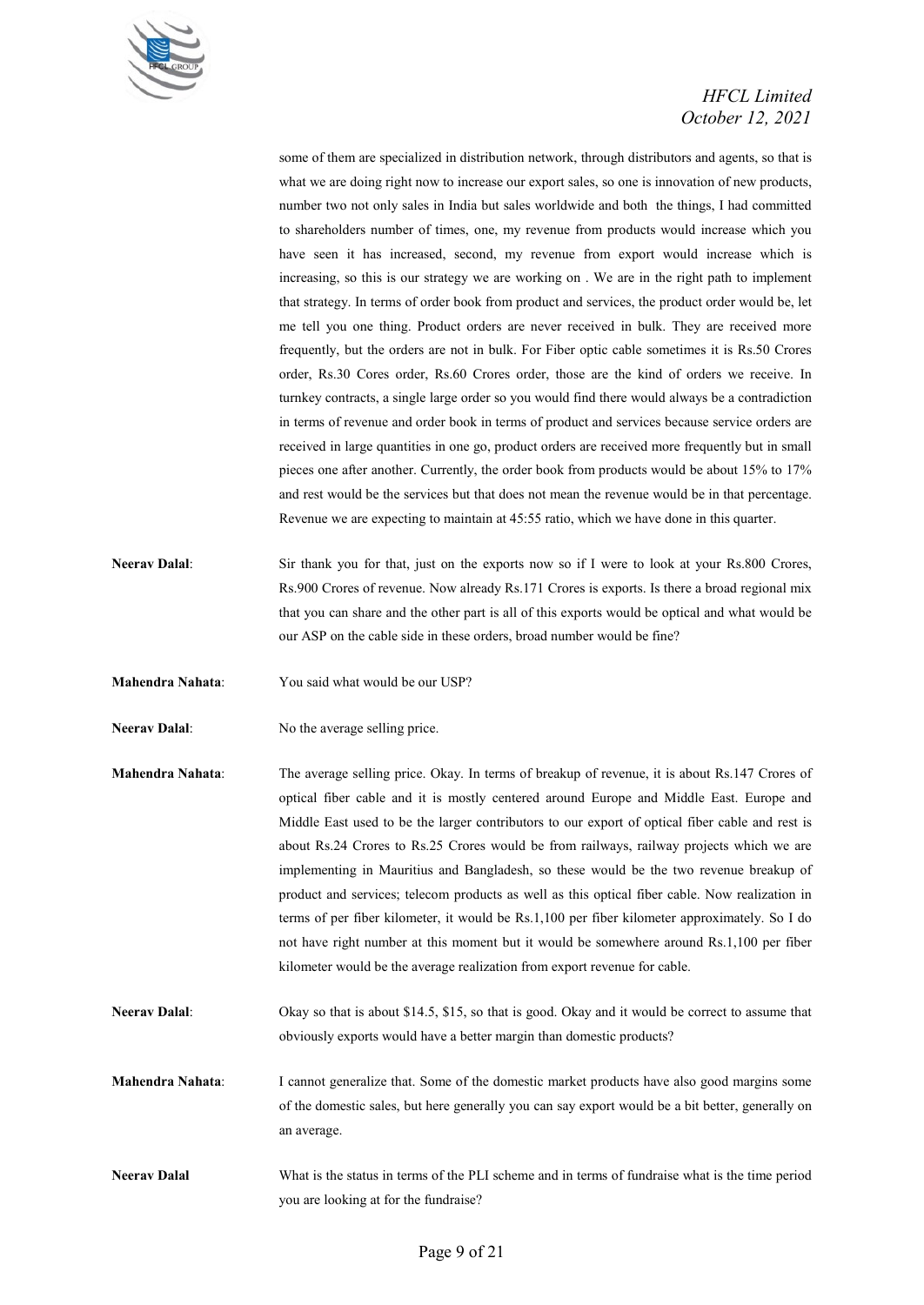some of them are specialized in distribution network, through distributors and agents, so that is what we are doing right now to increase our export sales, so one is innovation of new products, number two not only sales in India but sales worldwide and both the things, I had committed to shareholders number of times, one, my revenue from products would increase which you have seen it has increased, second, my revenue from export would increase which is increasing, so this is our strategy we are working on . We are in the right path to implement that strategy. In terms of order book from product and services, the product order would be, let me tell you one thing. Product orders are never received in bulk. They are received more frequently, but the orders are not in bulk. For Fiber optic cable sometimes it is Rs.50 Crores order, Rs.30 Cores order, Rs.60 Crores order, those are the kind of orders we receive. In turnkey contracts, a single large order so you would find there would always be a contradiction in terms of revenue and order book in terms of product and services because service orders are received in large quantities in one go, product orders are received more frequently but in small pieces one after another. Currently, the order book from products would be about 15% to 17% and rest would be the services but that does not mean the revenue would be in that percentage. Revenue we are expecting to maintain at 45:55 ratio, which we have done in this quarter.

**Neerav Dalal**: Sir thank you for that, just on the exports now so if I were to look at your Rs.800 Crores, Rs.900 Crores of revenue. Now already Rs.171 Crores is exports. Is there a broad regional mix that you can share and the other part is all of this exports would be optical and what would be our ASP on the cable side in these orders, broad number would be fine?

**Mahendra Nahata**: You said what would be our USP?

**Neerav Dalal**: No the average selling price.

**Mahendra Nahata**: The average selling price. Okay. In terms of breakup of revenue, it is about Rs.147 Crores of optical fiber cable and it is mostly centered around Europe and Middle East. Europe and Middle East used to be the larger contributors to our export of optical fiber cable and rest is about Rs.24 Crores to Rs.25 Crores would be from railways, railway projects which we are implementing in Mauritius and Bangladesh, so these would be the two revenue breakup of product and services; telecom products as well as this optical fiber cable. Now realization in terms of per fiber kilometer, it would be Rs.1,100 per fiber kilometer approximately. So I do not have right number at this moment but it would be somewhere around Rs.1,100 per fiber kilometer would be the average realization from export revenue for cable.

**Neerav Dalal**: Okay so that is about $14.5, $15, so that is good. Okay and it would be correct to assume that obviously exports would have a better margin than domestic products?

**Mahendra Nahata**: I cannot generalize that. Some of the domestic market products have also good margins some of the domestic sales, but here generally you can say export would be a bit better, generally on an average.

**Neerav Dalal** What is the status in terms of the PLI scheme and in terms of fundraise what is the time period you are looking at for the fundraise?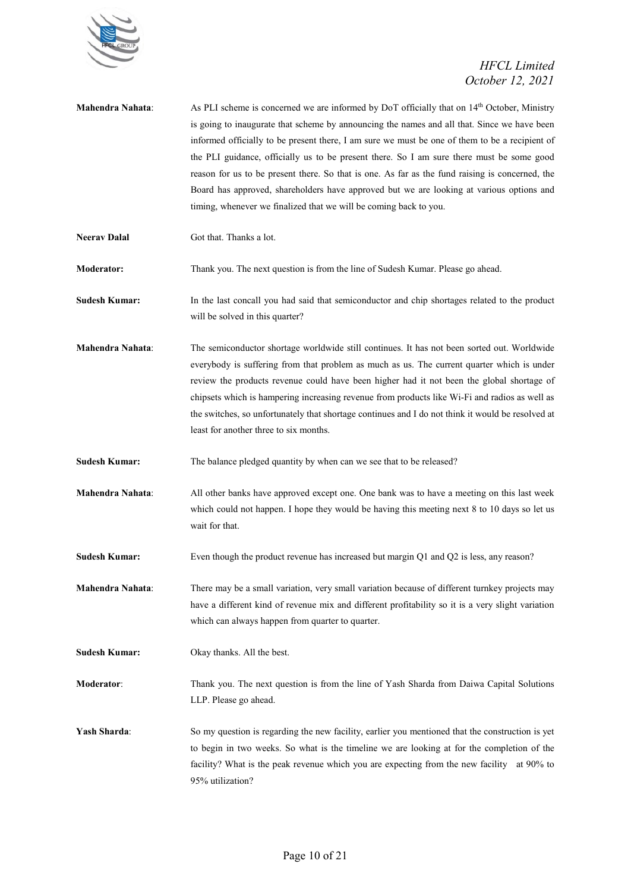**Mahendra Nahata**: As PLI scheme is concerned we are informed by DoT officially that on 14th October, Ministry is going to inaugurate that scheme by announcing the names and all that. Since we have been informed officially to be present there, I am sure we must be one of them to be a recipient of the PLI guidance, officially us to be present there. So I am sure there must be some good reason for us to be present there. So that is one. As far as the fund raising is concerned, the Board has approved, shareholders have approved but we are looking at various options and timing, whenever we finalized that we will be coming back to you.

**Neerav Dalal** Got that. Thanks a lot.

**Moderator:** Thank you. The next question is from the line of Sudesh Kumar. Please go ahead.

**Sudesh Kumar:** In the last concall you had said that semiconductor and chip shortages related to the product will be solved in this quarter?

**Mahendra Nahata**: The semiconductor shortage worldwide still continues. It has not been sorted out. Worldwide everybody is suffering from that problem as much as us. The current quarter which is under review the products revenue could have been higher had it not been the global shortage of chipsets which is hampering increasing revenue from products like Wi-Fi and radios as well as the switches, so unfortunately that shortage continues and I do not think it would be resolved at least for another three to six months.

**Sudesh Kumar:** The balance pledged quantity by when can we see that to be released?

**Mahendra Nahata**: All other banks have approved except one. One bank was to have a meeting on this last week which could not happen. I hope they would be having this meeting next 8 to 10 days so let us wait for that.

**Sudesh Kumar:** Even though the product revenue has increased but margin Q1 and Q2 is less, any reason?

**Mahendra Nahata**: There may be a small variation, very small variation because of different turnkey projects may have a different kind of revenue mix and different profitability so it is a very slight variation which can always happen from quarter to quarter.

**Sudesh Kumar:** Okay thanks. All the best.

**Moderator**: Thank you. The next question is from the line of Yash Sharda from Daiwa Capital Solutions LLP. Please go ahead.

**Yash Sharda**: So my question is regarding the new facility, earlier you mentioned that the construction is yet to begin in two weeks. So what is the timeline we are looking at for the completion of the facility? What is the peak revenue which you are expecting from the new facility at 90% to 95% utilization?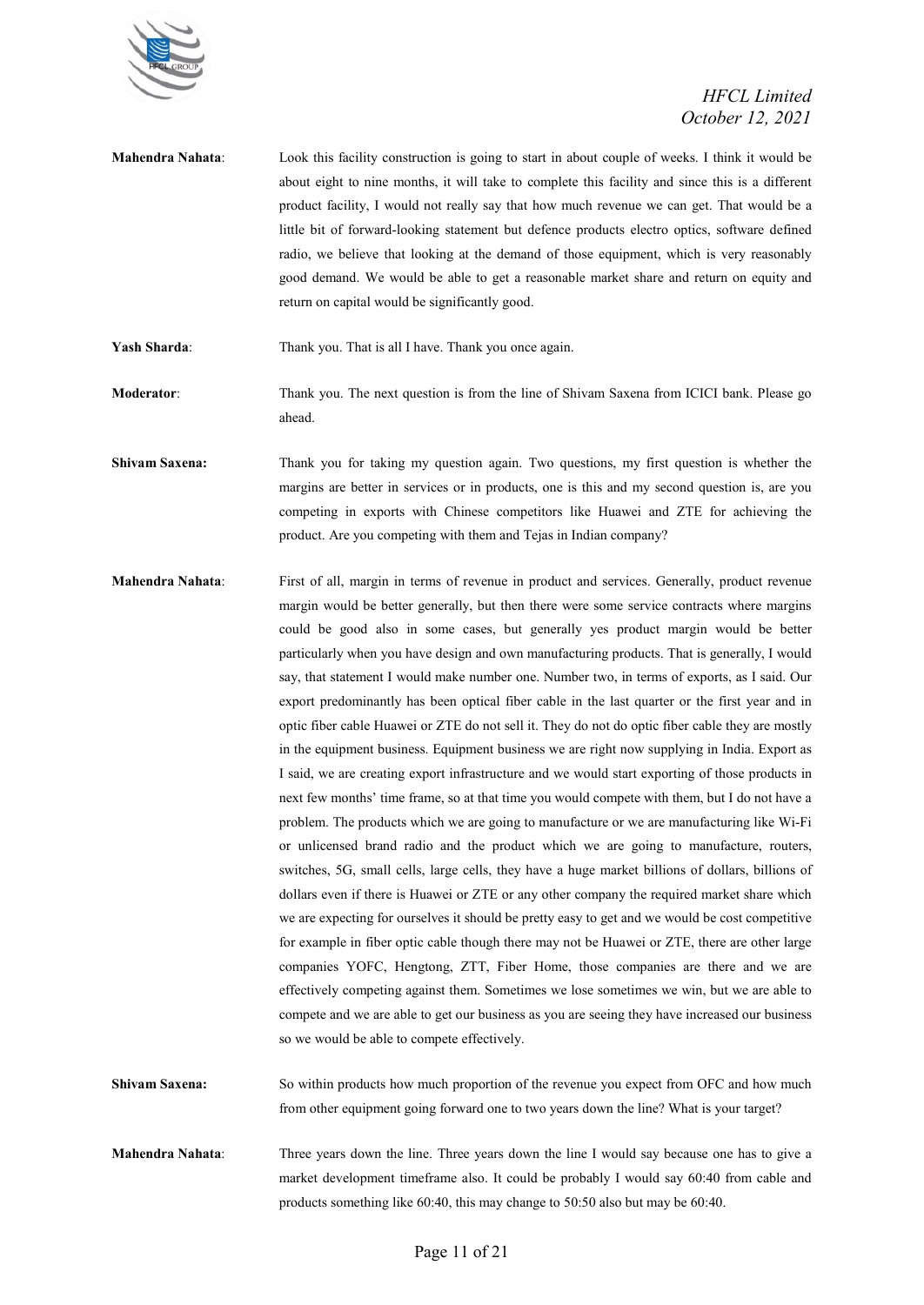**Mahendra Nahata**: Look this facility construction is going to start in about couple of weeks. I think it would be about eight to nine months, it will take to complete this facility and since this is a different product facility, I would not really say that how much revenue we can get. That would be a little bit of forward-looking statement but defence products electro optics, software defined radio, we believe that looking at the demand of those equipment, which is very reasonably good demand. We would be able to get a reasonable market share and return on equity and return on capital would be significantly good.

**Yash Sharda**: Thank you. That is all I have. Thank you once again.

**Moderator**: Thank you. The next question is from the line of Shivam Saxena from ICICI bank. Please go ahead.

**Shivam Saxena:** Thank you for taking my question again. Two questions, my first question is whether the margins are better in services or in products, one is this and my second question is, are you competing in exports with Chinese competitors like Huawei and ZTE for achieving the product. Are you competing with them and Tejas in Indian company?

**Mahendra Nahata**: First of all, margin in terms of revenue in product and services. Generally, product revenue margin would be better generally, but then there were some service contracts where margins could be good also in some cases, but generally yes product margin would be better particularly when you have design and own manufacturing products. That is generally, I would say, that statement I would make number one. Number two, in terms of exports, as I said. Our export predominantly has been optical fiber cable in the last quarter or the first year and in optic fiber cable Huawei or ZTE do not sell it. They do not do optic fiber cable they are mostly in the equipment business. Equipment business we are right now supplying in India. Export as I said, we are creating export infrastructure and we would start exporting of those products in next few months' time frame, so at that time you would compete with them, but I do not have a problem. The products which we are going to manufacture or we are manufacturing like Wi-Fi or unlicensed brand radio and the product which we are going to manufacture, routers, switches, 5G, small cells, large cells, they have a huge market billions of dollars, billions of dollars even if there is Huawei or ZTE or any other company the required market share which we are expecting for ourselves it should be pretty easy to get and we would be cost competitive for example in fiber optic cable though there may not be Huawei or ZTE, there are other large companies YOFC, Hengtong, ZTT, Fiber Home, those companies are there and we are effectively competing against them. Sometimes we lose sometimes we win, but we are able to compete and we are able to get our business as you are seeing they have increased our business so we would be able to compete effectively.

**Shivam Saxena:** So within products how much proportion of the revenue you expect from OFC and how much from other equipment going forward one to two years down the line? What is your target?

**Mahendra Nahata**: Three years down the line. Three years down the line I would say because one has to give a market development timeframe also. It could be probably I would say 60:40 from cable and products something like 60:40, this may change to 50:50 also but may be 60:40.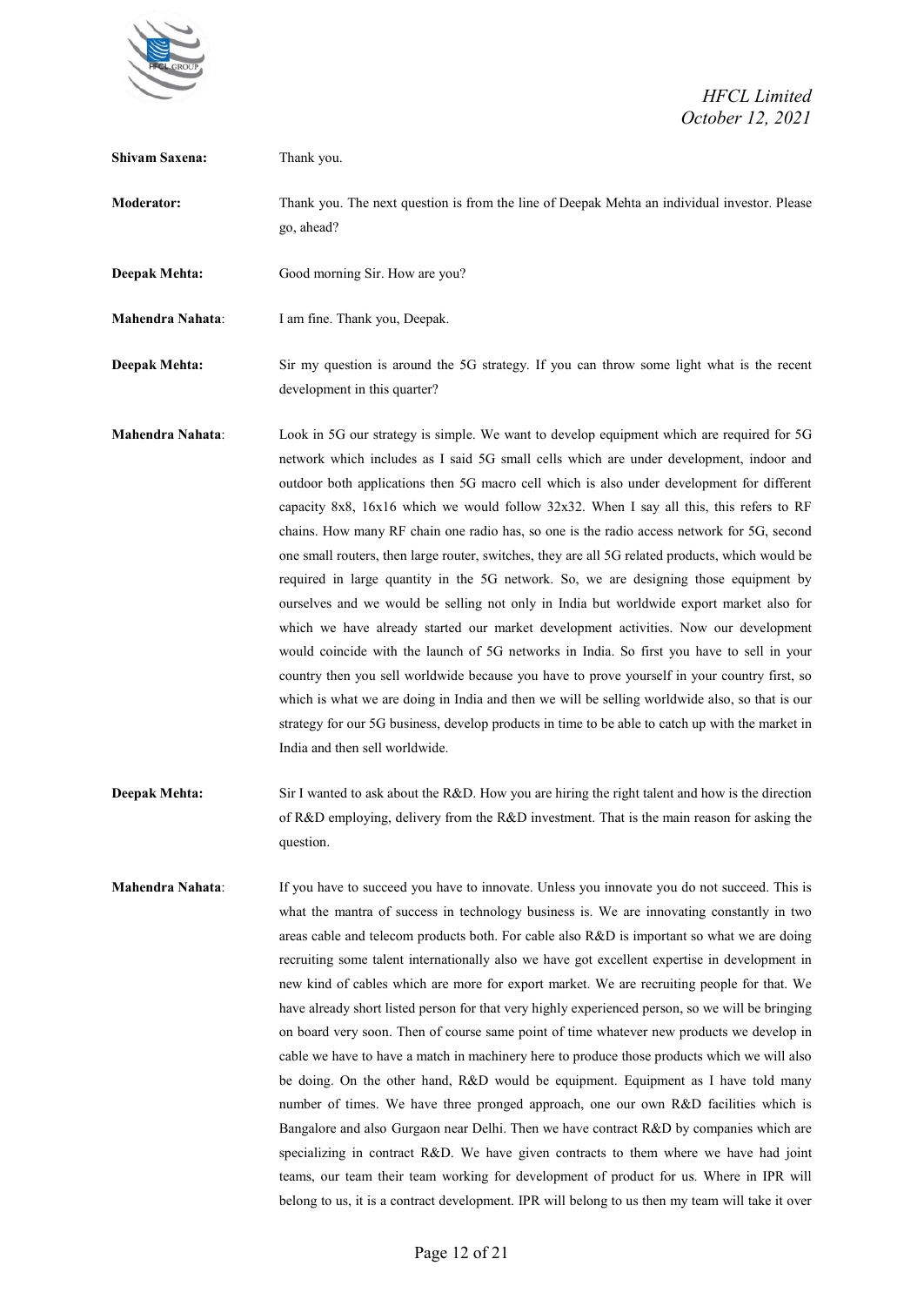**Shivam Saxena:** Thank you.

**Moderator:** Thank you. The next question is from the line of Deepak Mehta an individual investor. Please go, ahead?

**Deepak Mehta:** Good morning Sir. How are you?

**Mahendra Nahata**: I am fine. Thank you, Deepak.

**Deepak Mehta:** Sir my question is around the 5G strategy. If you can throw some light what is the recent development in this quarter?

**Mahendra Nahata**: Look in 5G our strategy is simple. We want to develop equipment which are required for 5G network which includes as I said 5G small cells which are under development, indoor and outdoor both applications then 5G macro cell which is also under development for different capacity 8x8, 16x16 which we would follow 32x32. When I say all this, this refers to RF chains. How many RF chain one radio has, so one is the radio access network for 5G, second one small routers, then large router, switches, they are all 5G related products, which would be required in large quantity in the 5G network. So, we are designing those equipment by ourselves and we would be selling not only in India but worldwide export market also for which we have already started our market development activities. Now our development would coincide with the launch of 5G networks in India. So first you have to sell in your country then you sell worldwide because you have to prove yourself in your country first, so which is what we are doing in India and then we will be selling worldwide also, so that is our strategy for our 5G business, develop products in time to be able to catch up with the market in India and then sell worldwide.

**Deepak Mehta:** Sir I wanted to ask about the R&D. How you are hiring the right talent and how is the direction of R&D employing, delivery from the R&D investment. That is the main reason for asking the question.

**Mahendra Nahata**: If you have to succeed you have to innovate. Unless you innovate you do not succeed. This is what the mantra of success in technology business is. We are innovating constantly in two areas cable and telecom products both. For cable also R&D is important so what we are doing recruiting some talent internationally also we have got excellent expertise in development in new kind of cables which are more for export market. We are recruiting people for that. We have already short listed person for that very highly experienced person, so we will be bringing on board very soon. Then of course same point of time whatever new products we develop in cable we have to have a match in machinery here to produce those products which we will also be doing. On the other hand, R&D would be equipment. Equipment as I have told many number of times. We have three pronged approach, one our own R&D facilities which is Bangalore and also Gurgaon near Delhi. Then we have contract R&D by companies which are specializing in contract R&D. We have given contracts to them where we have had joint teams, our team their team working for development of product for us. Where in IPR will belong to us, it is a contract development. IPR will belong to us then my team will take it over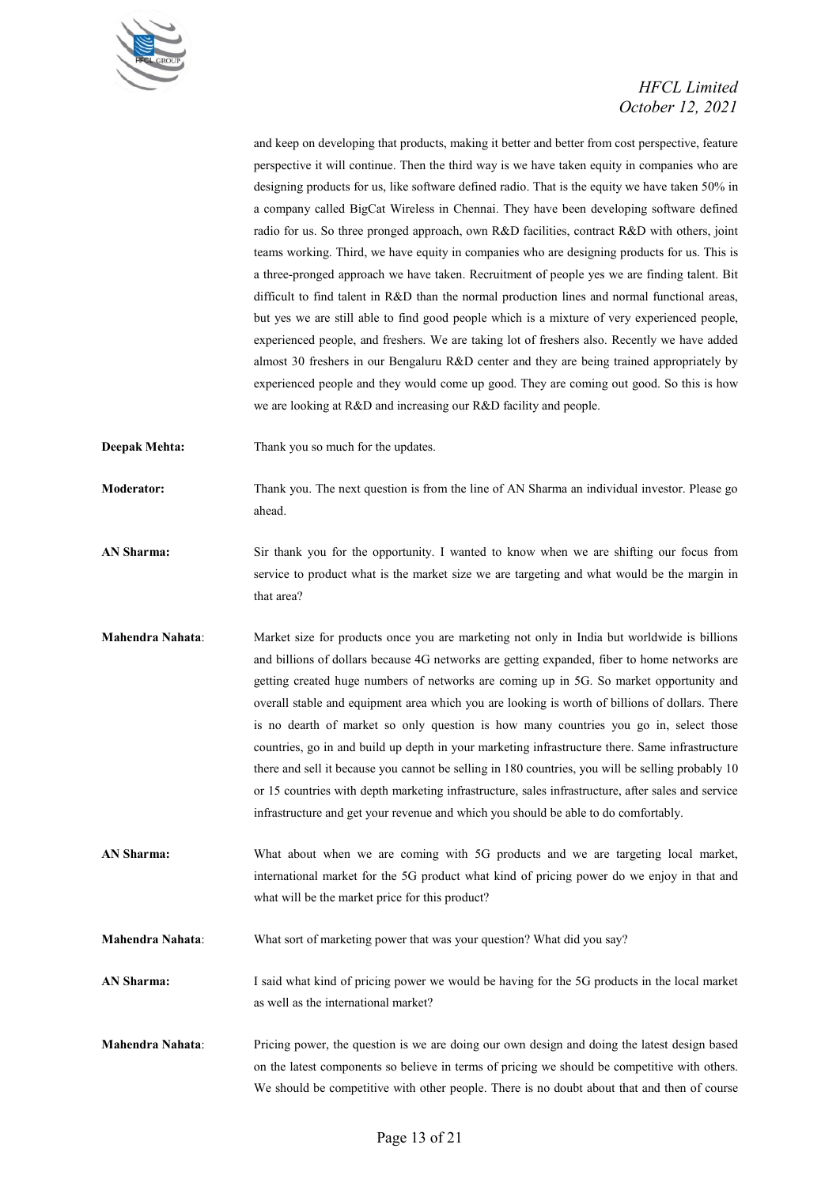and keep on developing that products, making it better and better from cost perspective, feature perspective it will continue. Then the third way is we have taken equity in companies who are designing products for us, like software defined radio. That is the equity we have taken 50% in a company called BigCat Wireless in Chennai. They have been developing software defined radio for us. So three pronged approach, own R&D facilities, contract R&D with others, joint teams working. Third, we have equity in companies who are designing products for us. This is a three-pronged approach we have taken. Recruitment of people yes we are finding talent. Bit difficult to find talent in R&D than the normal production lines and normal functional areas, but yes we are still able to find good people which is a mixture of very experienced people, experienced people, and freshers. We are taking lot of freshers also. Recently we have added almost 30 freshers in our Bengaluru R&D center and they are being trained appropriately by experienced people and they would come up good. They are coming out good. So this is how we are looking at R&D and increasing our R&D facility and people.

**Deepak Mehta:** Thank you so much for the updates.

**Moderator:** Thank you. The next question is from the line of AN Sharma an individual investor. Please go ahead.

**AN Sharma:** Sir thank you for the opportunity. I wanted to know when we are shifting our focus from service to product what is the market size we are targeting and what would be the margin in that area?

**Mahendra Nahata**: Market size for products once you are marketing not only in India but worldwide is billions and billions of dollars because 4G networks are getting expanded, fiber to home networks are getting created huge numbers of networks are coming up in 5G. So market opportunity and overall stable and equipment area which you are looking is worth of billions of dollars. There is no dearth of market so only question is how many countries you go in, select those countries, go in and build up depth in your marketing infrastructure there. Same infrastructure there and sell it because you cannot be selling in 180 countries, you will be selling probably 10 or 15 countries with depth marketing infrastructure, sales infrastructure, after sales and service infrastructure and get your revenue and which you should be able to do comfortably.

**AN Sharma:** What about when we are coming with 5G products and we are targeting local market, international market for the 5G product what kind of pricing power do we enjoy in that and what will be the market price for this product?

**Mahendra Nahata**: What sort of marketing power that was your question? What did you say?

**AN Sharma:** I said what kind of pricing power we would be having for the 5G products in the local market as well as the international market?

**Mahendra Nahata**: Pricing power, the question is we are doing our own design and doing the latest design based on the latest components so believe in terms of pricing we should be competitive with others. We should be competitive with other people. There is no doubt about that and then of course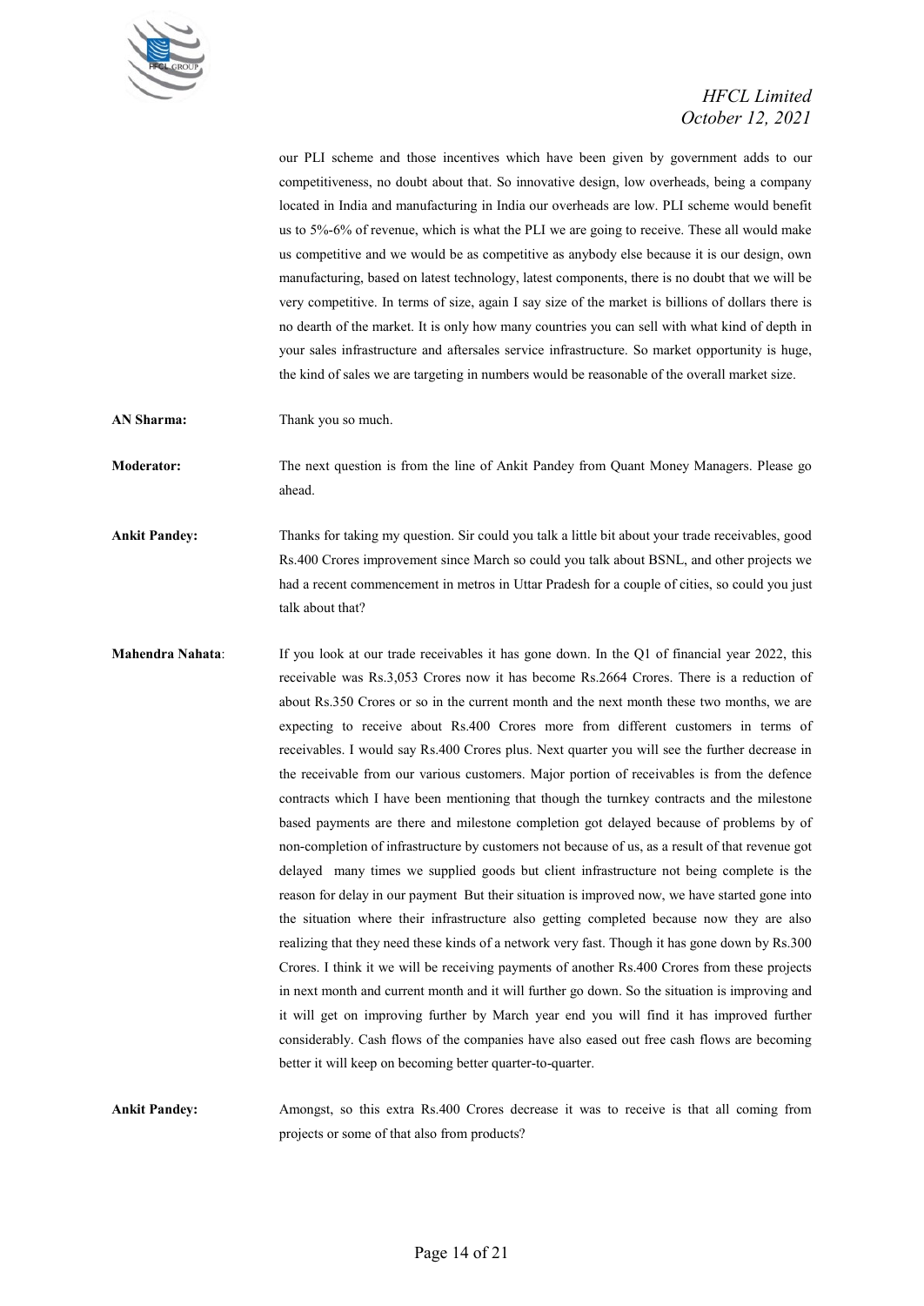our PLI scheme and those incentives which have been given by government adds to our competitiveness, no doubt about that. So innovative design, low overheads, being a company located in India and manufacturing in India our overheads are low. PLI scheme would benefit us to 5%-6% of revenue, which is what the PLI we are going to receive. These all would make us competitive and we would be as competitive as anybody else because it is our design, own manufacturing, based on latest technology, latest components, there is no doubt that we will be very competitive. In terms of size, again I say size of the market is billions of dollars there is no dearth of the market. It is only how many countries you can sell with what kind of depth in your sales infrastructure and aftersales service infrastructure. So market opportunity is huge, the kind of sales we are targeting in numbers would be reasonable of the overall market size.

**AN Sharma:** Thank you so much.

**Moderator:** The next question is from the line of Ankit Pandey from Quant Money Managers. Please go ahead.

**Ankit Pandey:** Thanks for taking my question. Sir could you talk a little bit about your trade receivables, good Rs.400 Crores improvement since March so could you talk about BSNL, and other projects we had a recent commencement in metros in Uttar Pradesh for a couple of cities, so could you just talk about that?

**Mahendra Nahata**: If you look at our trade receivables it has gone down. In the Q1 of financial year 2022, this receivable was Rs.3,053 Crores now it has become Rs.2664 Crores. There is a reduction of about Rs.350 Crores or so in the current month and the next month these two months, we are expecting to receive about Rs.400 Crores more from different customers in terms of receivables. I would say Rs.400 Crores plus. Next quarter you will see the further decrease in the receivable from our various customers. Major portion of receivables is from the defence contracts which I have been mentioning that though the turnkey contracts and the milestone based payments are there and milestone completion got delayed because of problems by of non-completion of infrastructure by customers not because of us, as a result of that revenue got delayed many times we supplied goods but client infrastructure not being complete is the reason for delay in our payment But their situation is improved now, we have started gone into the situation where their infrastructure also getting completed because now they are also realizing that they need these kinds of a network very fast. Though it has gone down by Rs.300 Crores. I think it we will be receiving payments of another Rs.400 Crores from these projects in next month and current month and it will further go down. So the situation is improving and it will get on improving further by March year end you will find it has improved further considerably. Cash flows of the companies have also eased out free cash flows are becoming better it will keep on becoming better quarter-to-quarter.

**Ankit Pandey:** Amongst, so this extra Rs.400 Crores decrease it was to receive is that all coming from projects or some of that also from products?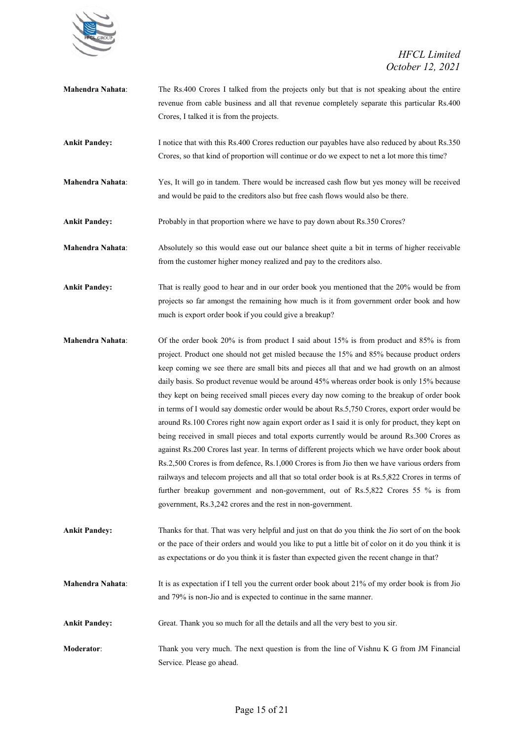**Mahendra Nahata**: The Rs.400 Crores I talked from the projects only but that is not speaking about the entire revenue from cable business and all that revenue completely separate this particular Rs.400 Crores, I talked it is from the projects.

**Ankit Pandey:** I notice that with this Rs.400 Crores reduction our payables have also reduced by about Rs.350 Crores, so that kind of proportion will continue or do we expect to net a lot more this time?

**Mahendra Nahata**: Yes, It will go in tandem. There would be increased cash flow but yes money will be received and would be paid to the creditors also but free cash flows would also be there.

**Ankit Pandey:** Probably in that proportion where we have to pay down about Rs.350 Crores?

**Mahendra Nahata**: Absolutely so this would ease out our balance sheet quite a bit in terms of higher receivable from the customer higher money realized and pay to the creditors also.

**Ankit Pandey:** That is really good to hear and in our order book you mentioned that the 20% would be from projects so far amongst the remaining how much is it from government order book and how much is export order book if you could give a breakup?

**Mahendra Nahata**: Of the order book 20% is from product I said about 15% is from product and 85% is from project. Product one should not get misled because the 15% and 85% because product orders keep coming we see there are small bits and pieces all that and we had growth on an almost daily basis. So product revenue would be around 45% whereas order book is only 15% because they kept on being received small pieces every day now coming to the breakup of order book in terms of I would say domestic order would be about Rs.5,750 Crores, export order would be around Rs.100 Crores right now again export order as I said it is only for product, they kept on being received in small pieces and total exports currently would be around Rs.300 Crores as against Rs.200 Crores last year. In terms of different projects which we have order book about Rs.2,500 Crores is from defence, Rs.1,000 Crores is from Jio then we have various orders from railways and telecom projects and all that so total order book is at Rs.5,822 Crores in terms of further breakup government and non-government, out of Rs.5,822 Crores 55 % is from government, Rs.3,242 crores and the rest in non-government.

**Ankit Pandey:** Thanks for that. That was very helpful and just on that do you think the Jio sort of on the book or the pace of their orders and would you like to put a little bit of color on it do you think it is as expectations or do you think it is faster than expected given the recent change in that?

**Mahendra Nahata**: It is as expectation if I tell you the current order book about 21% of my order book is from Jio and 79% is non-Jio and is expected to continue in the same manner.

**Ankit Pandey:** Great. Thank you so much for all the details and all the very best to you sir.

**Moderator**: Thank you very much. The next question is from the line of Vishnu K G from JM Financial Service. Please go ahead.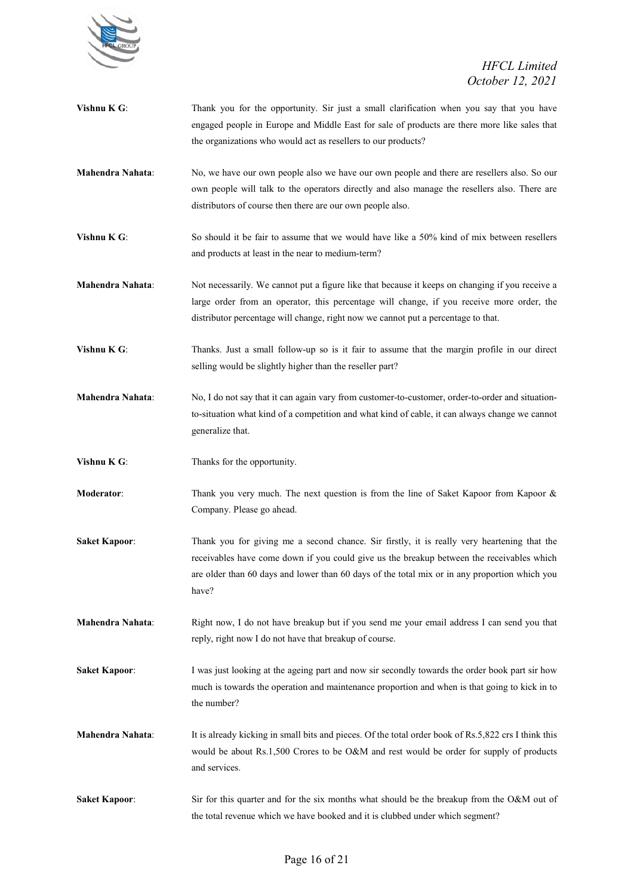**Vishnu K G**: Thank you for the opportunity. Sir just a small clarification when you say that you have engaged people in Europe and Middle East for sale of products are there more like sales that the organizations who would act as resellers to our products?

**Mahendra Nahata**: No, we have our own people also we have our own people and there are resellers also. So our own people will talk to the operators directly and also manage the resellers also. There are distributors of course then there are our own people also.

**Vishnu K G**: So should it be fair to assume that we would have like a 50% kind of mix between resellers and products at least in the near to medium-term?

**Mahendra Nahata**: Not necessarily. We cannot put a figure like that because it keeps on changing if you receive a large order from an operator, this percentage will change, if you receive more order, the distributor percentage will change, right now we cannot put a percentage to that.

**Vishnu K G**: Thanks. Just a small follow-up so is it fair to assume that the margin profile in our direct selling would be slightly higher than the reseller part?

**Mahendra Nahata**: No, I do not say that it can again vary from customer-to-customer, order-to-order and situation-to-situation what kind of a competition and what kind of cable, it can always change we cannot generalize that.

**Vishnu K G**: Thanks for the opportunity.

**Moderator**: Thank you very much. The next question is from the line of Saket Kapoor from Kapoor & Company. Please go ahead.

**Saket Kapoor**: Thank you for giving me a second chance. Sir firstly, it is really very heartening that the receivables have come down if you could give us the breakup between the receivables which are older than 60 days and lower than 60 days of the total mix or in any proportion which you have?

**Mahendra Nahata**: Right now, I do not have breakup but if you send me your email address I can send you that reply, right now I do not have that breakup of course.

**Saket Kapoor**: I was just looking at the ageing part and now sir secondly towards the order book part sir how much is towards the operation and maintenance proportion and when is that going to kick in to the number?

**Mahendra Nahata**: It is already kicking in small bits and pieces. Of the total order book of Rs.5,822 crs I think this would be about Rs.1,500 Crores to be O&M and rest would be order for supply of products and services.

**Saket Kapoor**: Sir for this quarter and for the six months what should be the breakup from the O&M out of the total revenue which we have booked and it is clubbed under which segment?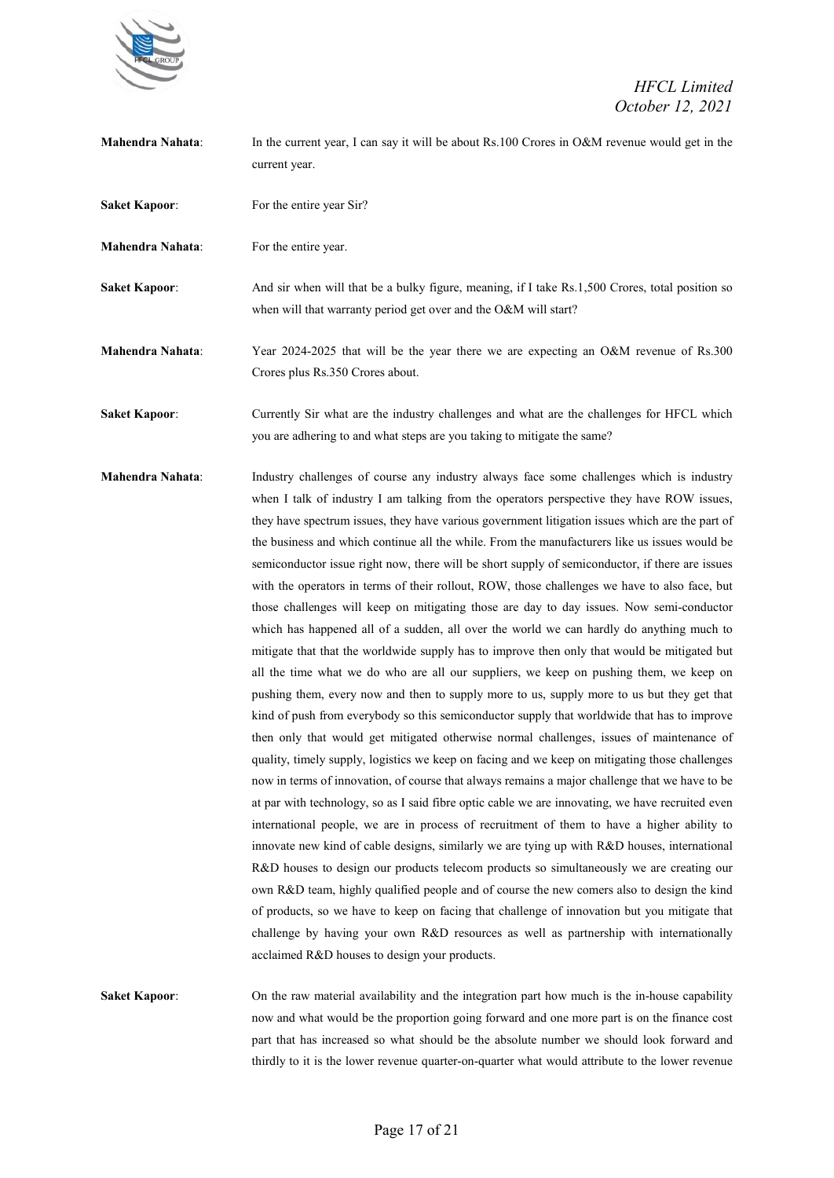**Mahendra Nahata**: In the current year, I can say it will be about Rs.100 Crores in O&M revenue would get in the current year.

**Saket Kapoor**: For the entire year Sir?

**Mahendra Nahata**: For the entire year.

**Saket Kapoor**: And sir when will that be a bulky figure, meaning, if I take Rs.1,500 Crores, total position so when will that warranty period get over and the O&M will start?

**Mahendra Nahata**: Year 2024-2025 that will be the year there we are expecting an O&M revenue of Rs.300 Crores plus Rs.350 Crores about.

**Saket Kapoor**: Currently Sir what are the industry challenges and what are the challenges for HFCL which you are adhering to and what steps are you taking to mitigate the same?

**Mahendra Nahata**: Industry challenges of course any industry always face some challenges which is industry when I talk of industry I am talking from the operators perspective they have ROW issues, they have spectrum issues, they have various government litigation issues which are the part of the business and which continue all the while. From the manufacturers like us issues would be semiconductor issue right now, there will be short supply of semiconductor, if there are issues with the operators in terms of their rollout, ROW, those challenges we have to also face, but those challenges will keep on mitigating those are day to day issues. Now semi-conductor which has happened all of a sudden, all over the world we can hardly do anything much to mitigate that that the worldwide supply has to improve then only that would be mitigated but all the time what we do who are all our suppliers, we keep on pushing them, we keep on pushing them, every now and then to supply more to us, supply more to us but they get that kind of push from everybody so this semiconductor supply that worldwide that has to improve then only that would get mitigated otherwise normal challenges, issues of maintenance of quality, timely supply, logistics we keep on facing and we keep on mitigating those challenges now in terms of innovation, of course that always remains a major challenge that we have to be at par with technology, so as I said fibre optic cable we are innovating, we have recruited even international people, we are in process of recruitment of them to have a higher ability to innovate new kind of cable designs, similarly we are tying up with R&D houses, international R&D houses to design our products telecom products so simultaneously we are creating our own R&D team, highly qualified people and of course the new comers also to design the kind of products, so we have to keep on facing that challenge of innovation but you mitigate that challenge by having your own R&D resources as well as partnership with internationally acclaimed R&D houses to design your products.

**Saket Kapoor**: On the raw material availability and the integration part how much is the in-house capability now and what would be the proportion going forward and one more part is on the finance cost part that has increased so what should be the absolute number we should look forward and thirdly to it is the lower revenue quarter-on-quarter what would attribute to the lower revenue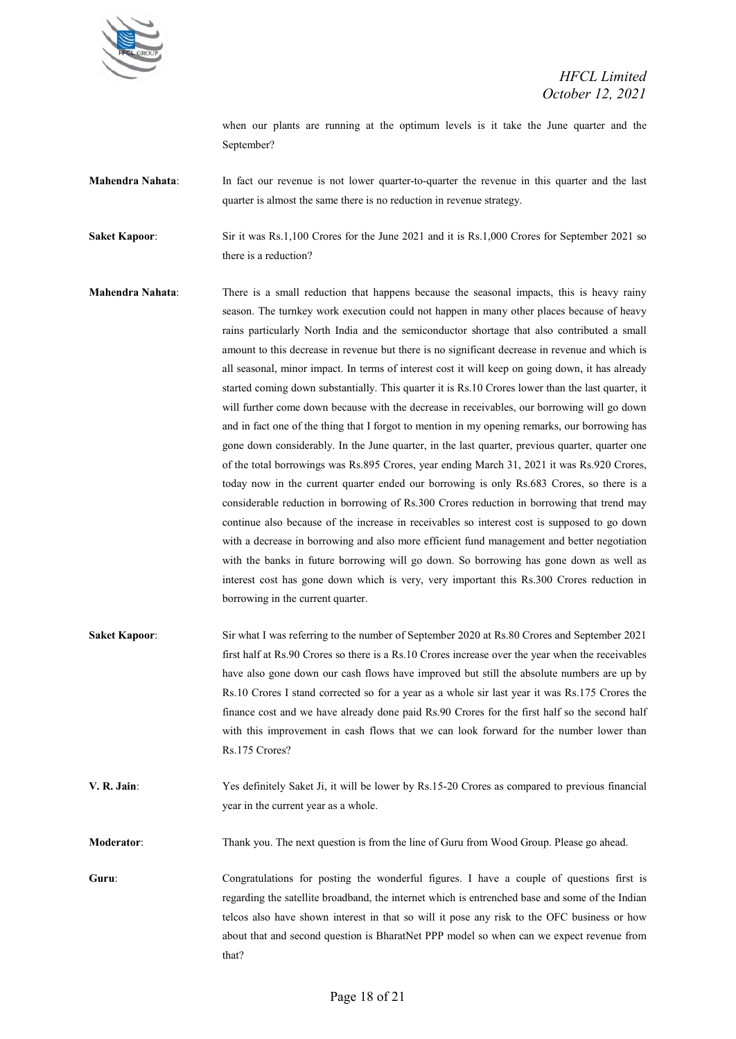when our plants are running at the optimum levels is it take the June quarter and the September?

**Mahendra Nahata**: In fact our revenue is not lower quarter-to-quarter the revenue in this quarter and the last quarter is almost the same there is no reduction in revenue strategy.

**Saket Kapoor**: Sir it was Rs.1,100 Crores for the June 2021 and it is Rs.1,000 Crores for September 2021 so there is a reduction?

**Mahendra Nahata**: There is a small reduction that happens because the seasonal impacts, this is heavy rainy season. The turnkey work execution could not happen in many other places because of heavy rains particularly North India and the semiconductor shortage that also contributed a small amount to this decrease in revenue but there is no significant decrease in revenue and which is all seasonal, minor impact. In terms of interest cost it will keep on going down, it has already started coming down substantially. This quarter it is Rs.10 Crores lower than the last quarter, it will further come down because with the decrease in receivables, our borrowing will go down and in fact one of the thing that I forgot to mention in my opening remarks, our borrowing has gone down considerably. In the June quarter, in the last quarter, previous quarter, quarter one of the total borrowings was Rs.895 Crores, year ending March 31, 2021 it was Rs.920 Crores, today now in the current quarter ended our borrowing is only Rs.683 Crores, so there is a considerable reduction in borrowing of Rs.300 Crores reduction in borrowing that trend may continue also because of the increase in receivables so interest cost is supposed to go down with a decrease in borrowing and also more efficient fund management and better negotiation with the banks in future borrowing will go down. So borrowing has gone down as well as interest cost has gone down which is very, very important this Rs.300 Crores reduction in borrowing in the current quarter.

**Saket Kapoor**: Sir what I was referring to the number of September 2020 at Rs.80 Crores and September 2021 first half at Rs.90 Crores so there is a Rs.10 Crores increase over the year when the receivables have also gone down our cash flows have improved but still the absolute numbers are up by Rs.10 Crores I stand corrected so for a year as a whole sir last year it was Rs.175 Crores the finance cost and we have already done paid Rs.90 Crores for the first half so the second half with this improvement in cash flows that we can look forward for the number lower than Rs.175 Crores?

**V. R. Jain**: Yes definitely Saket Ji, it will be lower by Rs.15-20 Crores as compared to previous financial year in the current year as a whole.

**Moderator**: Thank you. The next question is from the line of Guru from Wood Group. Please go ahead.

**Guru**: Congratulations for posting the wonderful figures. I have a couple of questions first is regarding the satellite broadband, the internet which is entrenched base and some of the Indian telcos also have shown interest in that so will it pose any risk to the OFC business or how about that and second question is BharatNet PPP model so when can we expect revenue from that?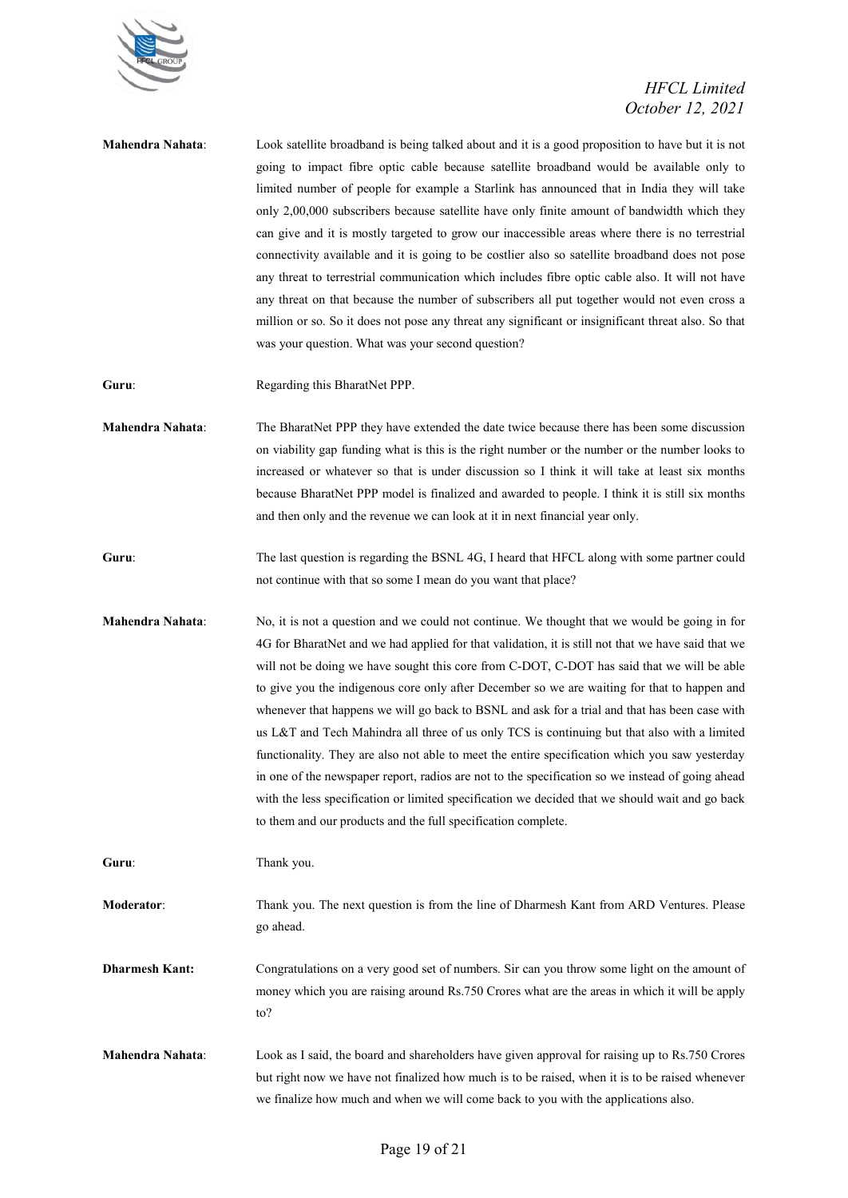**Mahendra Nahata**: Look satellite broadband is being talked about and it is a good proposition to have but it is not going to impact fibre optic cable because satellite broadband would be available only to limited number of people for example a Starlink has announced that in India they will take only 2,00,000 subscribers because satellite have only finite amount of bandwidth which they can give and it is mostly targeted to grow our inaccessible areas where there is no terrestrial connectivity available and it is going to be costlier also so satellite broadband does not pose any threat to terrestrial communication which includes fibre optic cable also. It will not have any threat on that because the number of subscribers all put together would not even cross a million or so. So it does not pose any threat any significant or insignificant threat also. So that was your question. What was your second question?

**Guru**: Regarding this BharatNet PPP.

**Mahendra Nahata**: The BharatNet PPP they have extended the date twice because there has been some discussion on viability gap funding what is this is the right number or the number or the number looks to increased or whatever so that is under discussion so I think it will take at least six months because BharatNet PPP model is finalized and awarded to people. I think it is still six months and then only and the revenue we can look at it in next financial year only.

**Guru**: The last question is regarding the BSNL 4G, I heard that HFCL along with some partner could not continue with that so some I mean do you want that place?

**Mahendra Nahata**: No, it is not a question and we could not continue. We thought that we would be going in for 4G for BharatNet and we had applied for that validation, it is still not that we have said that we will not be doing we have sought this core from C-DOT, C-DOT has said that we will be able to give you the indigenous core only after December so we are waiting for that to happen and whenever that happens we will go back to BSNL and ask for a trial and that has been case with us L&T and Tech Mahindra all three of us only TCS is continuing but that also with a limited functionality. They are also not able to meet the entire specification which you saw yesterday in one of the newspaper report, radios are not to the specification so we instead of going ahead with the less specification or limited specification we decided that we should wait and go back to them and our products and the full specification complete.

**Guru**: Thank you.

**Moderator**: Thank you. The next question is from the line of Dharmesh Kant from ARD Ventures. Please go ahead.

**Dharmesh Kant:** Congratulations on a very good set of numbers. Sir can you throw some light on the amount of money which you are raising around Rs.750 Crores what are the areas in which it will be apply to?

**Mahendra Nahata**: Look as I said, the board and shareholders have given approval for raising up to Rs.750 Crores but right now we have not finalized how much is to be raised, when it is to be raised whenever we finalize how much and when we will come back to you with the applications also.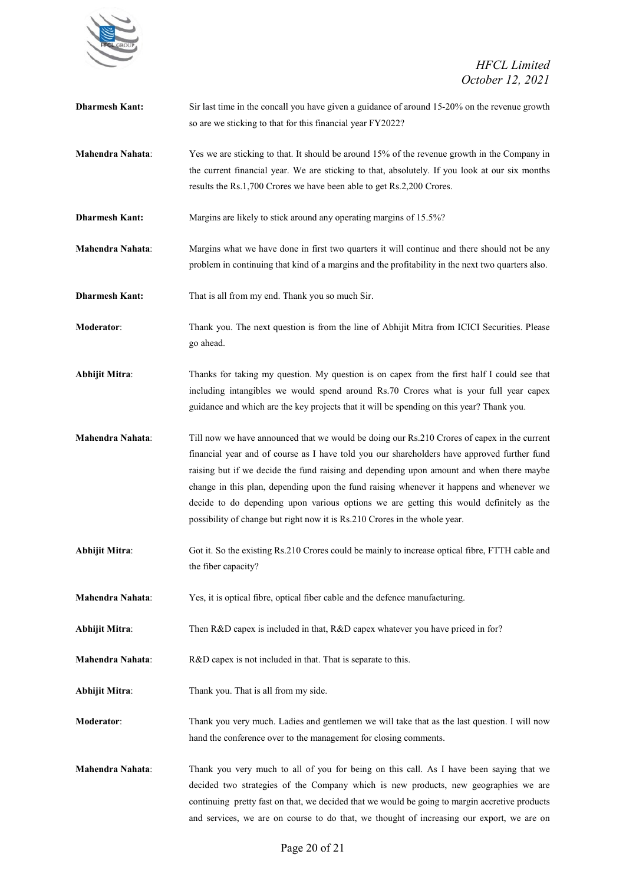**Dharmesh Kant:** Sir last time in the concall you have given a guidance of around 15-20% on the revenue growth so are we sticking to that for this financial year FY2022?

**Mahendra Nahata**: Yes we are sticking to that. It should be around 15% of the revenue growth in the Company in the current financial year. We are sticking to that, absolutely. If you look at our six months results the Rs.1,700 Crores we have been able to get Rs.2,200 Crores.

**Dharmesh Kant:** Margins are likely to stick around any operating margins of 15.5%?

**Mahendra Nahata**: Margins what we have done in first two quarters it will continue and there should not be any problem in continuing that kind of a margins and the profitability in the next two quarters also.

**Dharmesh Kant:** That is all from my end. Thank you so much Sir.

**Moderator**: Thank you. The next question is from the line of Abhijit Mitra from ICICI Securities. Please go ahead.

**Abhijit Mitra**: Thanks for taking my question. My question is on capex from the first half I could see that including intangibles we would spend around Rs.70 Crores what is your full year capex guidance and which are the key projects that it will be spending on this year? Thank you.

**Mahendra Nahata**: Till now we have announced that we would be doing our Rs.210 Crores of capex in the current financial year and of course as I have told you our shareholders have approved further fund raising but if we decide the fund raising and depending upon amount and when there maybe change in this plan, depending upon the fund raising whenever it happens and whenever we decide to do depending upon various options we are getting this would definitely as the possibility of change but right now it is Rs.210 Crores in the whole year.

**Abhijit Mitra**: Got it. So the existing Rs.210 Crores could be mainly to increase optical fibre, FTTH cable and the fiber capacity?

**Mahendra Nahata**: Yes, it is optical fibre, optical fiber cable and the defence manufacturing.

**Abhijit Mitra**: Then R&D capex is included in that, R&D capex whatever you have priced in for?

**Mahendra Nahata**: R&D capex is not included in that. That is separate to this.

**Abhijit Mitra**: Thank you. That is all from my side.

**Moderator**: Thank you very much. Ladies and gentlemen we will take that as the last question. I will now hand the conference over to the management for closing comments.

**Mahendra Nahata**: Thank you very much to all of you for being on this call. As I have been saying that we decided two strategies of the Company which is new products, new geographies we are continuing pretty fast on that, we decided that we would be going to margin accretive products and services, we are on course to do that, we thought of increasing our export, we are on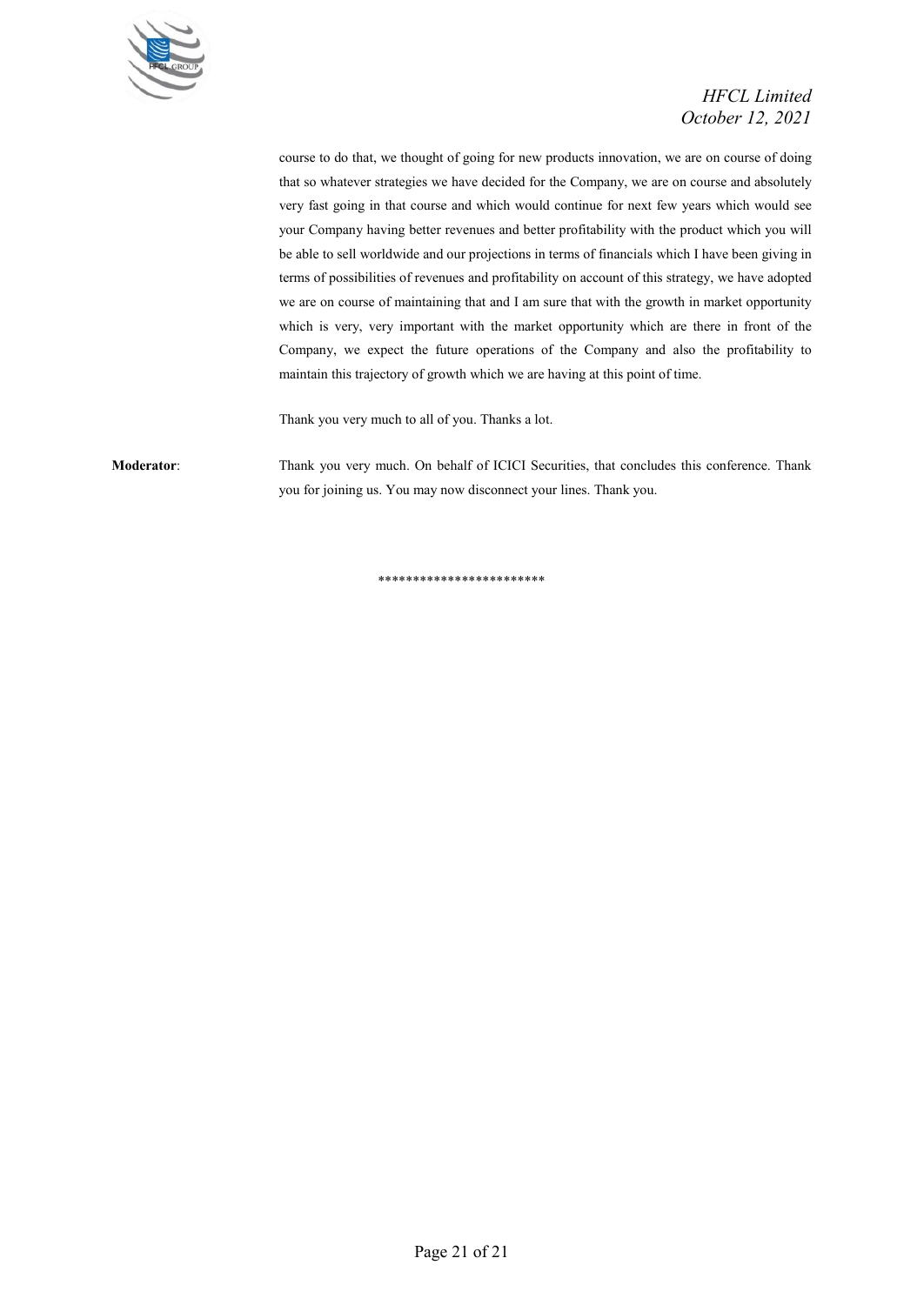course to do that, we thought of going for new products innovation, we are on course of doing that so whatever strategies we have decided for the Company, we are on course and absolutely very fast going in that course and which would continue for next few years which would see your Company having better revenues and better profitability with the product which you will be able to sell worldwide and our projections in terms of financials which I have been giving in terms of possibilities of revenues and profitability on account of this strategy, we have adopted we are on course of maintaining that and I am sure that with the growth in market opportunity which is very, very important with the market opportunity which are there in front of the Company, we expect the future operations of the Company and also the profitability to maintain this trajectory of growth which we are having at this point of time.

Thank you very much to all of you. Thanks a lot.

**Moderator**: Thank you very much. On behalf of ICICI Securities, that concludes this conference. Thank you for joining us. You may now disconnect your lines. Thank you.

************************